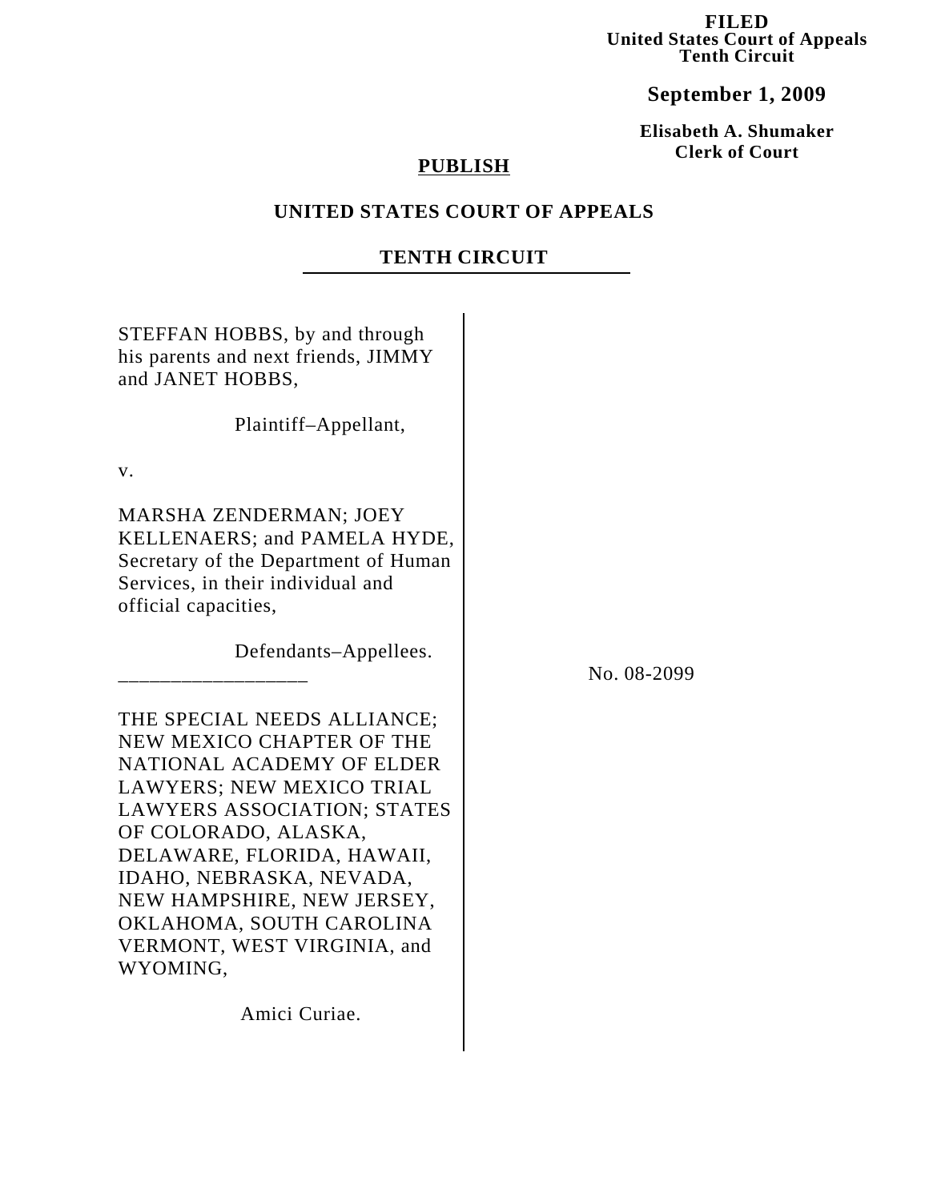**FILED**
**United States Court of Appeals**
**Tenth Circuit**

**September 1, 2009**

**Elisabeth A. Shumaker**
**Clerk of Court**

**PUBLISH**

**UNITED STATES COURT OF APPEALS**

**TENTH CIRCUIT**

STEFFAN HOBBS, by and through his parents and next friends, JIMMY and JANET HOBBS,

Plaintiff–Appellant,

v.

MARSHA ZENDERMAN; JOEY KELLENAERS; and PAMELA HYDE, Secretary of the Department of Human Services, in their individual and official capacities,

Defendants–Appellees.

__________________

THE SPECIAL NEEDS ALLIANCE; NEW MEXICO CHAPTER OF THE NATIONAL ACADEMY OF ELDER LAWYERS; NEW MEXICO TRIAL LAWYERS ASSOCIATION; STATES OF COLORADO, ALASKA, DELAWARE, FLORIDA, HAWAII, IDAHO, NEBRASKA, NEVADA, NEW HAMPSHIRE, NEW JERSEY, OKLAHOMA, SOUTH CAROLINA VERMONT, WEST VIRGINIA, and WYOMING,

Amici Curiae.

No. 08-2099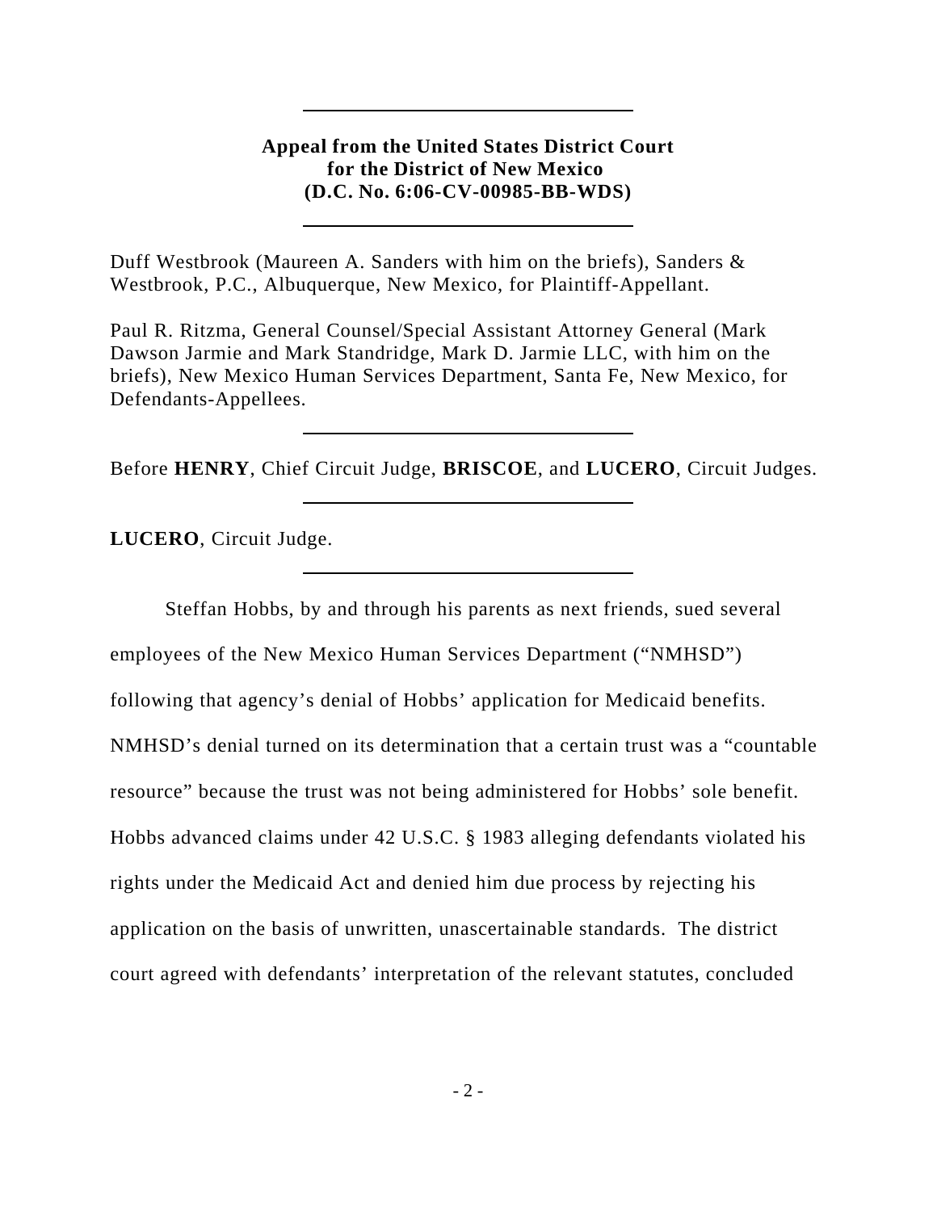**Appeal from the United States District Court for the District of New Mexico (D.C. No. 6:06-CV-00985-BB-WDS)**

Duff Westbrook (Maureen A. Sanders with him on the briefs), Sanders & Westbrook, P.C., Albuquerque, New Mexico, for Plaintiff-Appellant.

Paul R. Ritzma, General Counsel/Special Assistant Attorney General (Mark Dawson Jarmie and Mark Standridge, Mark D. Jarmie LLC, with him on the briefs), New Mexico Human Services Department, Santa Fe, New Mexico, for Defendants-Appellees.

Before **HENRY**, Chief Circuit Judge, **BRISCOE**, and **LUCERO**, Circuit Judges.

**LUCERO**, Circuit Judge.

Steffan Hobbs, by and through his parents as next friends, sued several employees of the New Mexico Human Services Department ("NMHSD") following that agency's denial of Hobbs' application for Medicaid benefits. NMHSD's denial turned on its determination that a certain trust was a "countable resource" because the trust was not being administered for Hobbs' sole benefit. Hobbs advanced claims under 42 U.S.C. § 1983 alleging defendants violated his rights under the Medicaid Act and denied him due process by rejecting his application on the basis of unwritten, unascertainable standards. The district court agreed with defendants' interpretation of the relevant statutes, concluded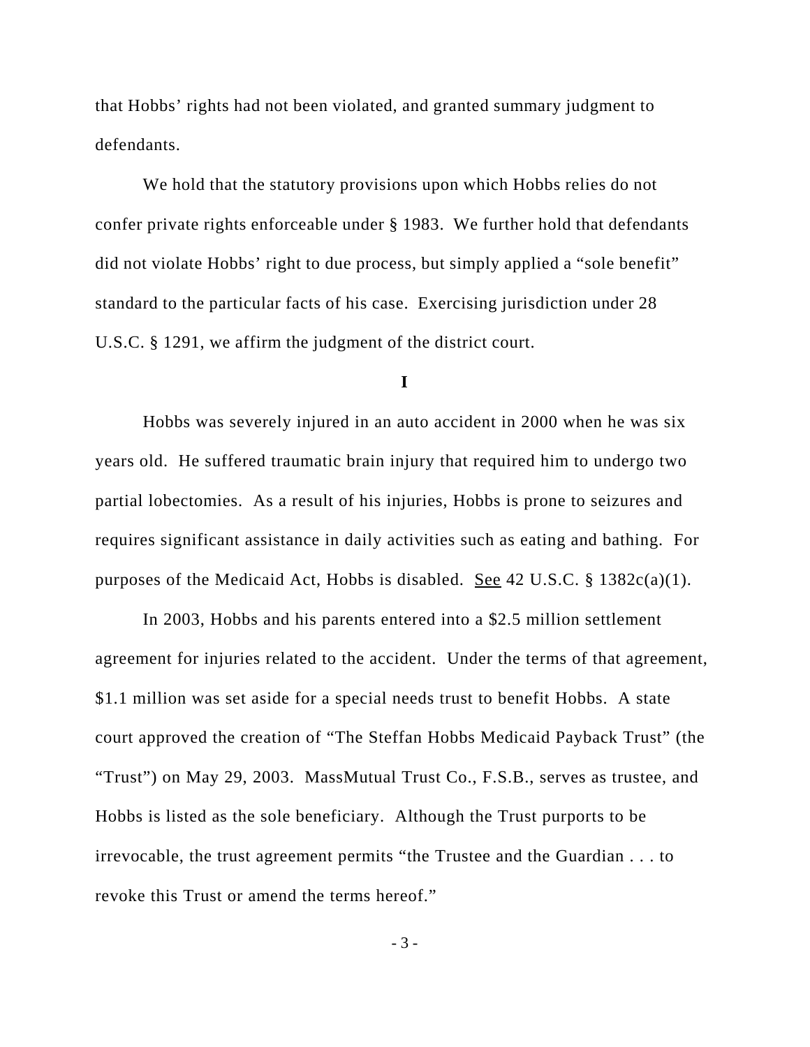that Hobbs' rights had not been violated, and granted summary judgment to defendants.

We hold that the statutory provisions upon which Hobbs relies do not confer private rights enforceable under § 1983. We further hold that defendants did not violate Hobbs' right to due process, but simply applied a "sole benefit" standard to the particular facts of his case. Exercising jurisdiction under 28 U.S.C. § 1291, we affirm the judgment of the district court.

## I

Hobbs was severely injured in an auto accident in 2000 when he was six years old. He suffered traumatic brain injury that required him to undergo two partial lobectomies. As a result of his injuries, Hobbs is prone to seizures and requires significant assistance in daily activities such as eating and bathing. For purposes of the Medicaid Act, Hobbs is disabled. See 42 U.S.C. § 1382c(a)(1).

In 2003, Hobbs and his parents entered into a $2.5 million settlement agreement for injuries related to the accident. Under the terms of that agreement, $1.1 million was set aside for a special needs trust to benefit Hobbs. A state court approved the creation of "The Steffan Hobbs Medicaid Payback Trust" (the "Trust") on May 29, 2003. MassMutual Trust Co., F.S.B., serves as trustee, and Hobbs is listed as the sole beneficiary. Although the Trust purports to be irrevocable, the trust agreement permits "the Trustee and the Guardian . . . to revoke this Trust or amend the terms hereof."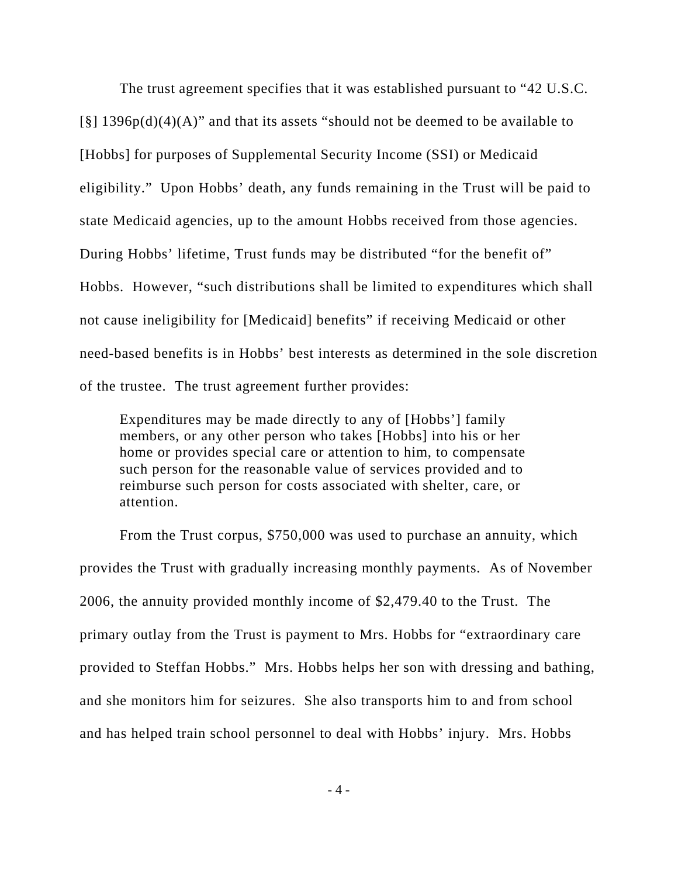The trust agreement specifies that it was established pursuant to "42 U.S.C. [§] 1396p(d)(4)(A)" and that its assets "should not be deemed to be available to [Hobbs] for purposes of Supplemental Security Income (SSI) or Medicaid eligibility." Upon Hobbs' death, any funds remaining in the Trust will be paid to state Medicaid agencies, up to the amount Hobbs received from those agencies. During Hobbs' lifetime, Trust funds may be distributed "for the benefit of" Hobbs. However, "such distributions shall be limited to expenditures which shall not cause ineligibility for [Medicaid] benefits" if receiving Medicaid or other need-based benefits is in Hobbs' best interests as determined in the sole discretion of the trustee. The trust agreement further provides:

> Expenditures may be made directly to any of [Hobbs'] family members, or any other person who takes [Hobbs] into his or her home or provides special care or attention to him, to compensate such person for the reasonable value of services provided and to reimburse such person for costs associated with shelter, care, or attention.

From the Trust corpus, $750,000 was used to purchase an annuity, which provides the Trust with gradually increasing monthly payments. As of November 2006, the annuity provided monthly income of $2,479.40 to the Trust. The primary outlay from the Trust is payment to Mrs. Hobbs for "extraordinary care provided to Steffan Hobbs." Mrs. Hobbs helps her son with dressing and bathing, and she monitors him for seizures. She also transports him to and from school and has helped train school personnel to deal with Hobbs' injury. Mrs. Hobbs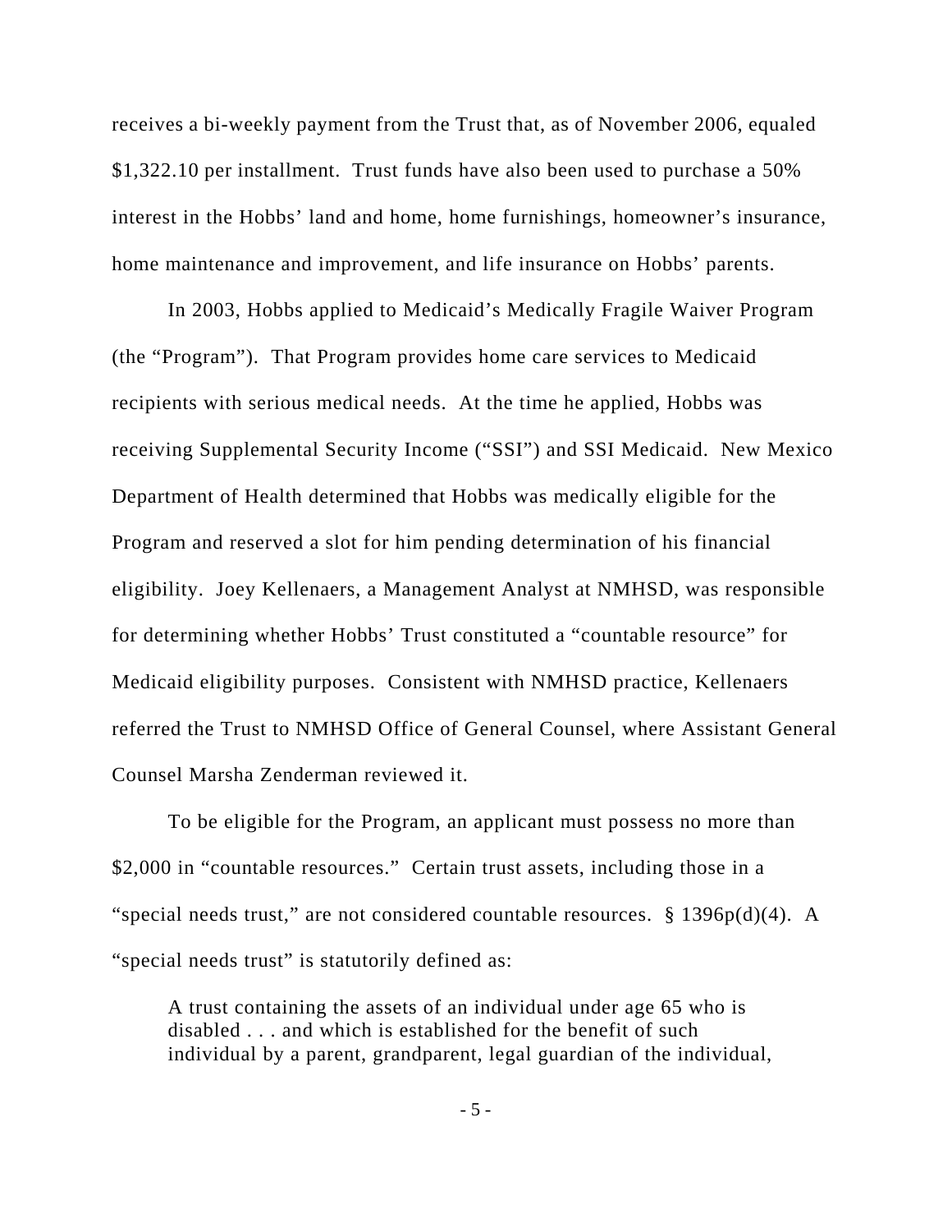receives a bi-weekly payment from the Trust that, as of November 2006, equaled $1,322.10 per installment. Trust funds have also been used to purchase a 50% interest in the Hobbs' land and home, home furnishings, homeowner's insurance, home maintenance and improvement, and life insurance on Hobbs' parents.

In 2003, Hobbs applied to Medicaid's Medically Fragile Waiver Program (the "Program"). That Program provides home care services to Medicaid recipients with serious medical needs. At the time he applied, Hobbs was receiving Supplemental Security Income ("SSI") and SSI Medicaid. New Mexico Department of Health determined that Hobbs was medically eligible for the Program and reserved a slot for him pending determination of his financial eligibility. Joey Kellenaers, a Management Analyst at NMHSD, was responsible for determining whether Hobbs' Trust constituted a "countable resource" for Medicaid eligibility purposes. Consistent with NMHSD practice, Kellenaers referred the Trust to NMHSD Office of General Counsel, where Assistant General Counsel Marsha Zenderman reviewed it.

To be eligible for the Program, an applicant must possess no more than $2,000 in "countable resources." Certain trust assets, including those in a "special needs trust," are not considered countable resources. § 1396p(d)(4). A "special needs trust" is statutorily defined as:

> A trust containing the assets of an individual under age 65 who is disabled . . . and which is established for the benefit of such individual by a parent, grandparent, legal guardian of the individual,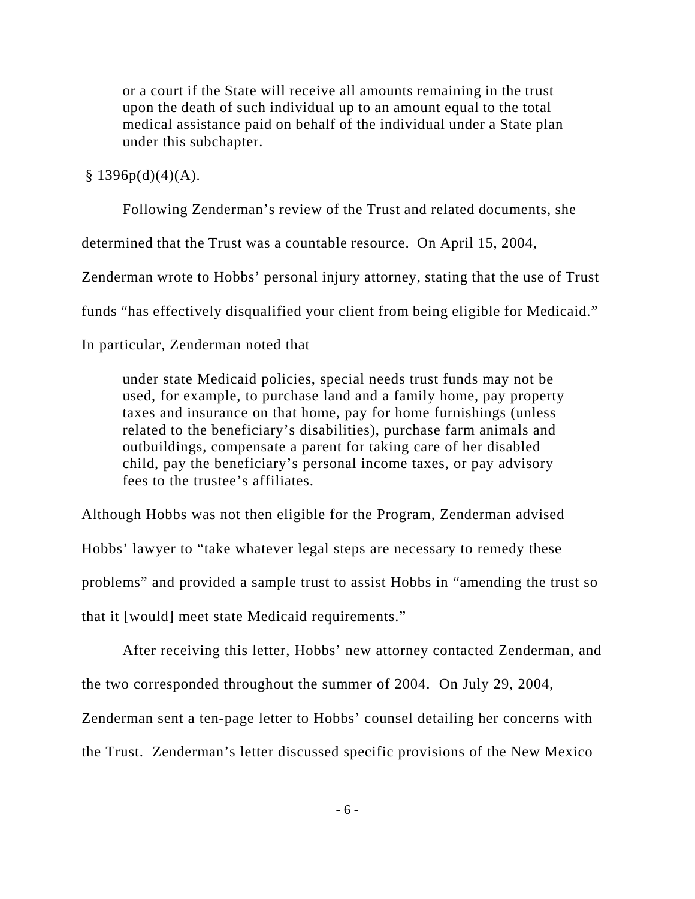> or a court if the State will receive all amounts remaining in the trust upon the death of such individual up to an amount equal to the total medical assistance paid on behalf of the individual under a State plan under this subchapter.

§ 1396p(d)(4)(A).

Following Zenderman's review of the Trust and related documents, she determined that the Trust was a countable resource. On April 15, 2004, Zenderman wrote to Hobbs' personal injury attorney, stating that the use of Trust funds "has effectively disqualified your client from being eligible for Medicaid." In particular, Zenderman noted that

> under state Medicaid policies, special needs trust funds may not be used, for example, to purchase land and a family home, pay property taxes and insurance on that home, pay for home furnishings (unless related to the beneficiary's disabilities), purchase farm animals and outbuildings, compensate a parent for taking care of her disabled child, pay the beneficiary's personal income taxes, or pay advisory fees to the trustee's affiliates.

Although Hobbs was not then eligible for the Program, Zenderman advised Hobbs' lawyer to "take whatever legal steps are necessary to remedy these problems" and provided a sample trust to assist Hobbs in "amending the trust so that it [would] meet state Medicaid requirements."

After receiving this letter, Hobbs' new attorney contacted Zenderman, and the two corresponded throughout the summer of 2004. On July 29, 2004, Zenderman sent a ten-page letter to Hobbs' counsel detailing her concerns with the Trust. Zenderman's letter discussed specific provisions of the New Mexico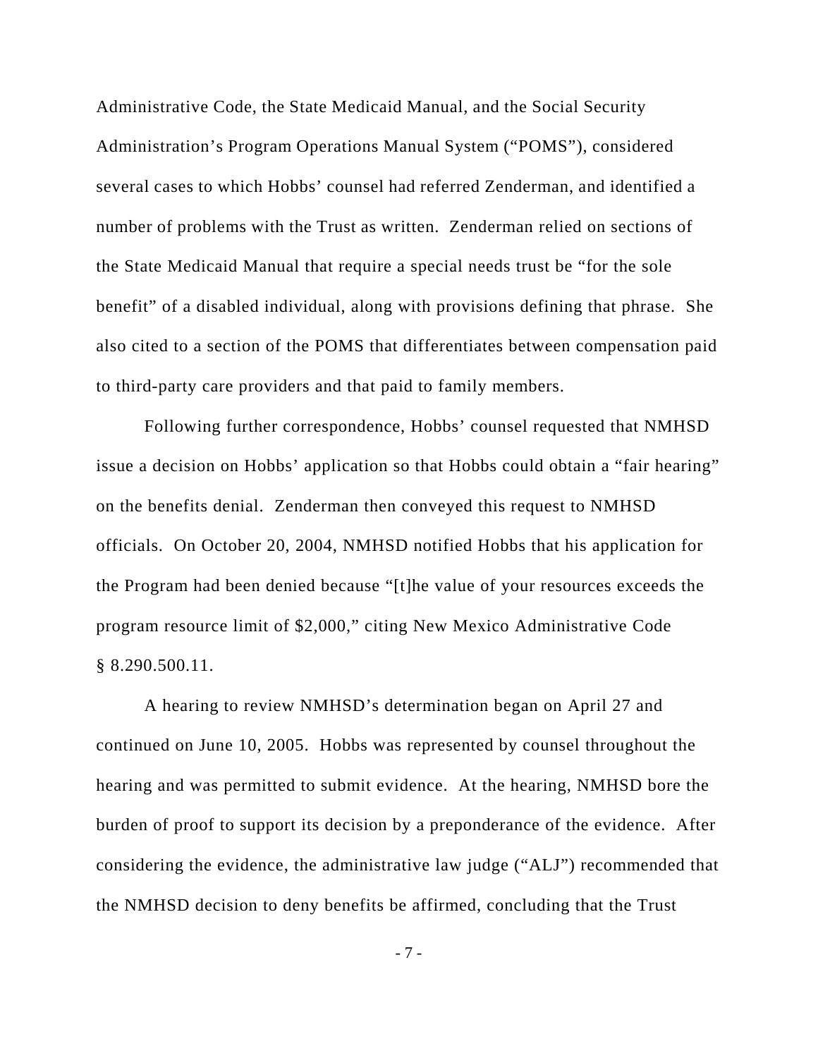Administrative Code, the State Medicaid Manual, and the Social Security Administration's Program Operations Manual System ("POMS"), considered several cases to which Hobbs' counsel had referred Zenderman, and identified a number of problems with the Trust as written. Zenderman relied on sections of the State Medicaid Manual that require a special needs trust be "for the sole benefit" of a disabled individual, along with provisions defining that phrase. She also cited to a section of the POMS that differentiates between compensation paid to third-party care providers and that paid to family members.

Following further correspondence, Hobbs' counsel requested that NMHSD issue a decision on Hobbs' application so that Hobbs could obtain a "fair hearing" on the benefits denial. Zenderman then conveyed this request to NMHSD officials. On October 20, 2004, NMHSD notified Hobbs that his application for the Program had been denied because "[t]he value of your resources exceeds the program resource limit of $2,000," citing New Mexico Administrative Code § 8.290.500.11.

A hearing to review NMHSD's determination began on April 27 and continued on June 10, 2005. Hobbs was represented by counsel throughout the hearing and was permitted to submit evidence. At the hearing, NMHSD bore the burden of proof to support its decision by a preponderance of the evidence. After considering the evidence, the administrative law judge ("ALJ") recommended that the NMHSD decision to deny benefits be affirmed, concluding that the Trust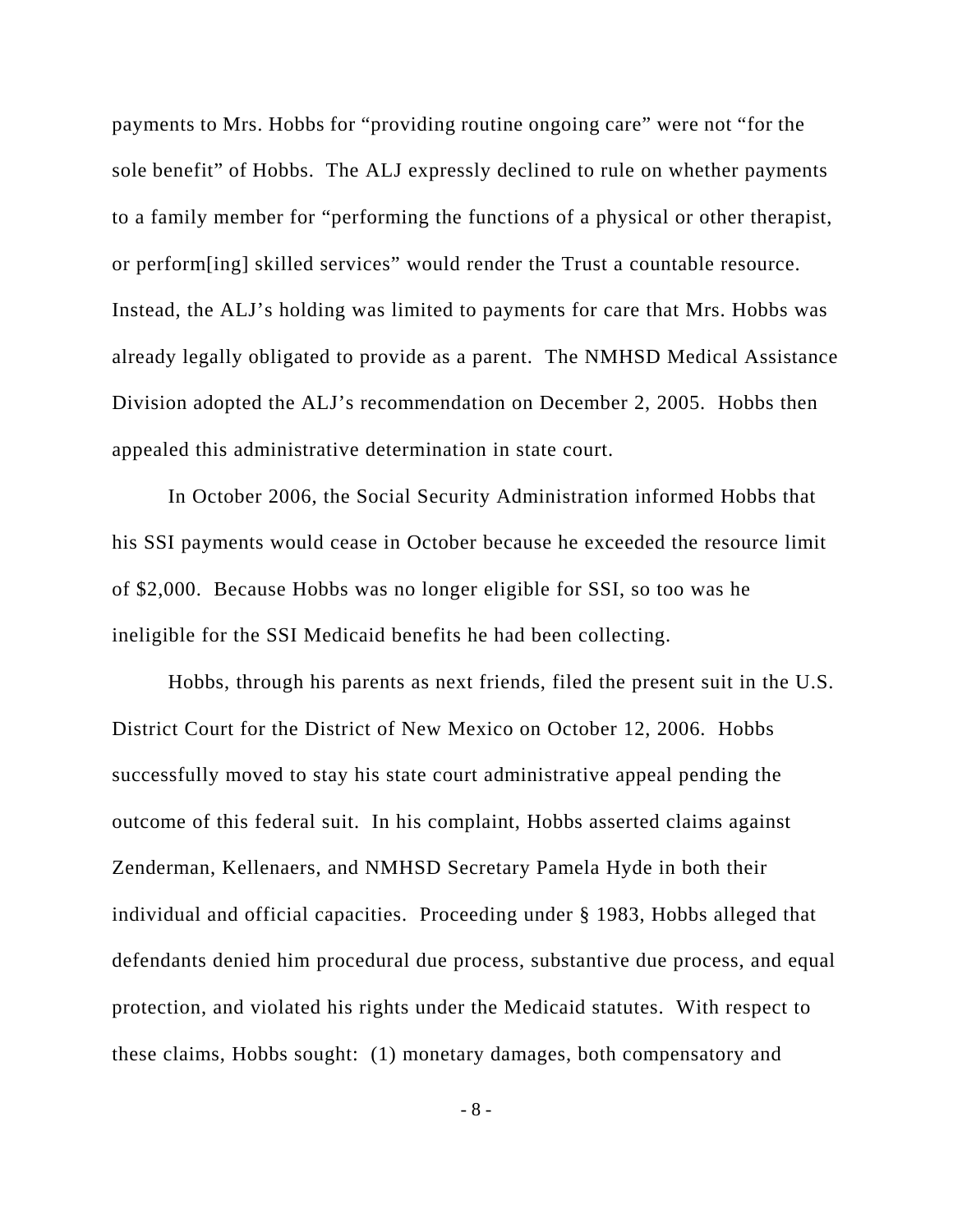payments to Mrs. Hobbs for "providing routine ongoing care" were not "for the sole benefit" of Hobbs. The ALJ expressly declined to rule on whether payments to a family member for "performing the functions of a physical or other therapist, or perform[ing] skilled services" would render the Trust a countable resource. Instead, the ALJ's holding was limited to payments for care that Mrs. Hobbs was already legally obligated to provide as a parent. The NMHSD Medical Assistance Division adopted the ALJ's recommendation on December 2, 2005. Hobbs then appealed this administrative determination in state court.

In October 2006, the Social Security Administration informed Hobbs that his SSI payments would cease in October because he exceeded the resource limit of $2,000. Because Hobbs was no longer eligible for SSI, so too was he ineligible for the SSI Medicaid benefits he had been collecting.

Hobbs, through his parents as next friends, filed the present suit in the U.S. District Court for the District of New Mexico on October 12, 2006. Hobbs successfully moved to stay his state court administrative appeal pending the outcome of this federal suit. In his complaint, Hobbs asserted claims against Zenderman, Kellenaers, and NMHSD Secretary Pamela Hyde in both their individual and official capacities. Proceeding under § 1983, Hobbs alleged that defendants denied him procedural due process, substantive due process, and equal protection, and violated his rights under the Medicaid statutes. With respect to these claims, Hobbs sought: (1) monetary damages, both compensatory and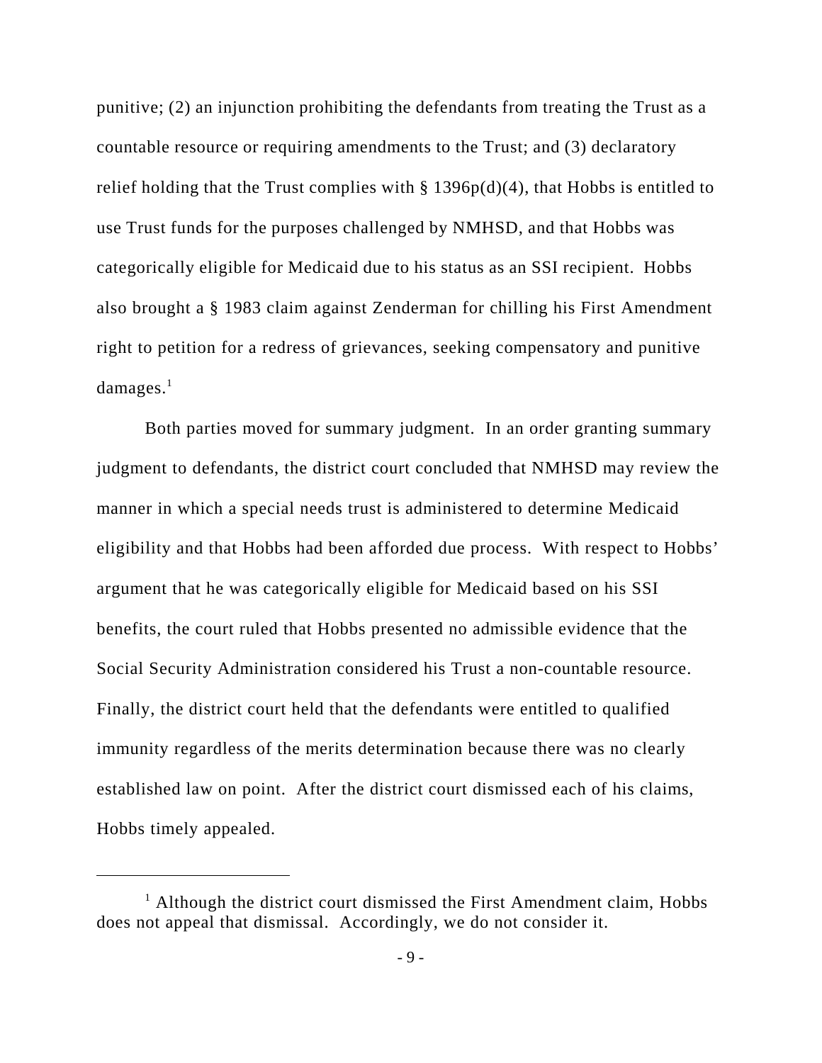punitive; (2) an injunction prohibiting the defendants from treating the Trust as a countable resource or requiring amendments to the Trust; and (3) declaratory relief holding that the Trust complies with § 1396p(d)(4), that Hobbs is entitled to use Trust funds for the purposes challenged by NMHSD, and that Hobbs was categorically eligible for Medicaid due to his status as an SSI recipient. Hobbs also brought a § 1983 claim against Zenderman for chilling his First Amendment right to petition for a redress of grievances, seeking compensatory and punitive damages.[1]

Both parties moved for summary judgment. In an order granting summary judgment to defendants, the district court concluded that NMHSD may review the manner in which a special needs trust is administered to determine Medicaid eligibility and that Hobbs had been afforded due process. With respect to Hobbs' argument that he was categorically eligible for Medicaid based on his SSI benefits, the court ruled that Hobbs presented no admissible evidence that the Social Security Administration considered his Trust a non-countable resource. Finally, the district court held that the defendants were entitled to qualified immunity regardless of the merits determination because there was no clearly established law on point. After the district court dismissed each of his claims, Hobbs timely appealed.

[1] Although the district court dismissed the First Amendment claim, Hobbs does not appeal that dismissal. Accordingly, we do not consider it.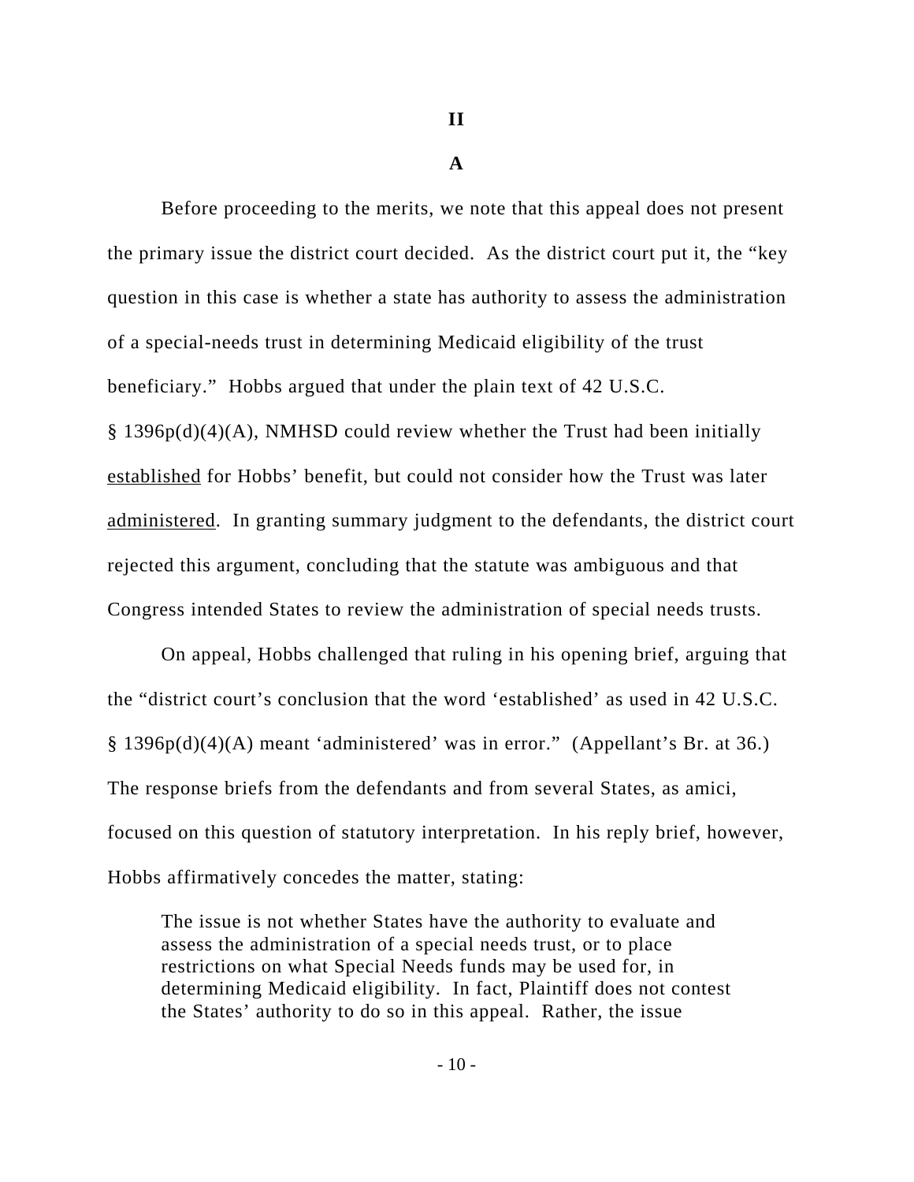## II

### A

Before proceeding to the merits, we note that this appeal does not present the primary issue the district court decided. As the district court put it, the "key question in this case is whether a state has authority to assess the administration of a special-needs trust in determining Medicaid eligibility of the trust beneficiary." Hobbs argued that under the plain text of 42 U.S.C. § 1396p(d)(4)(A), NMHSD could review whether the Trust had been initially established for Hobbs' benefit, but could not consider how the Trust was later administered. In granting summary judgment to the defendants, the district court rejected this argument, concluding that the statute was ambiguous and that Congress intended States to review the administration of special needs trusts.

On appeal, Hobbs challenged that ruling in his opening brief, arguing that the "district court's conclusion that the word 'established' as used in 42 U.S.C. § 1396p(d)(4)(A) meant 'administered' was in error." (Appellant's Br. at 36.) The response briefs from the defendants and from several States, as amici, focused on this question of statutory interpretation. In his reply brief, however, Hobbs affirmatively concedes the matter, stating:

> The issue is not whether States have the authority to evaluate and assess the administration of a special needs trust, or to place restrictions on what Special Needs funds may be used for, in determining Medicaid eligibility. In fact, Plaintiff does not contest the States' authority to do so in this appeal. Rather, the issue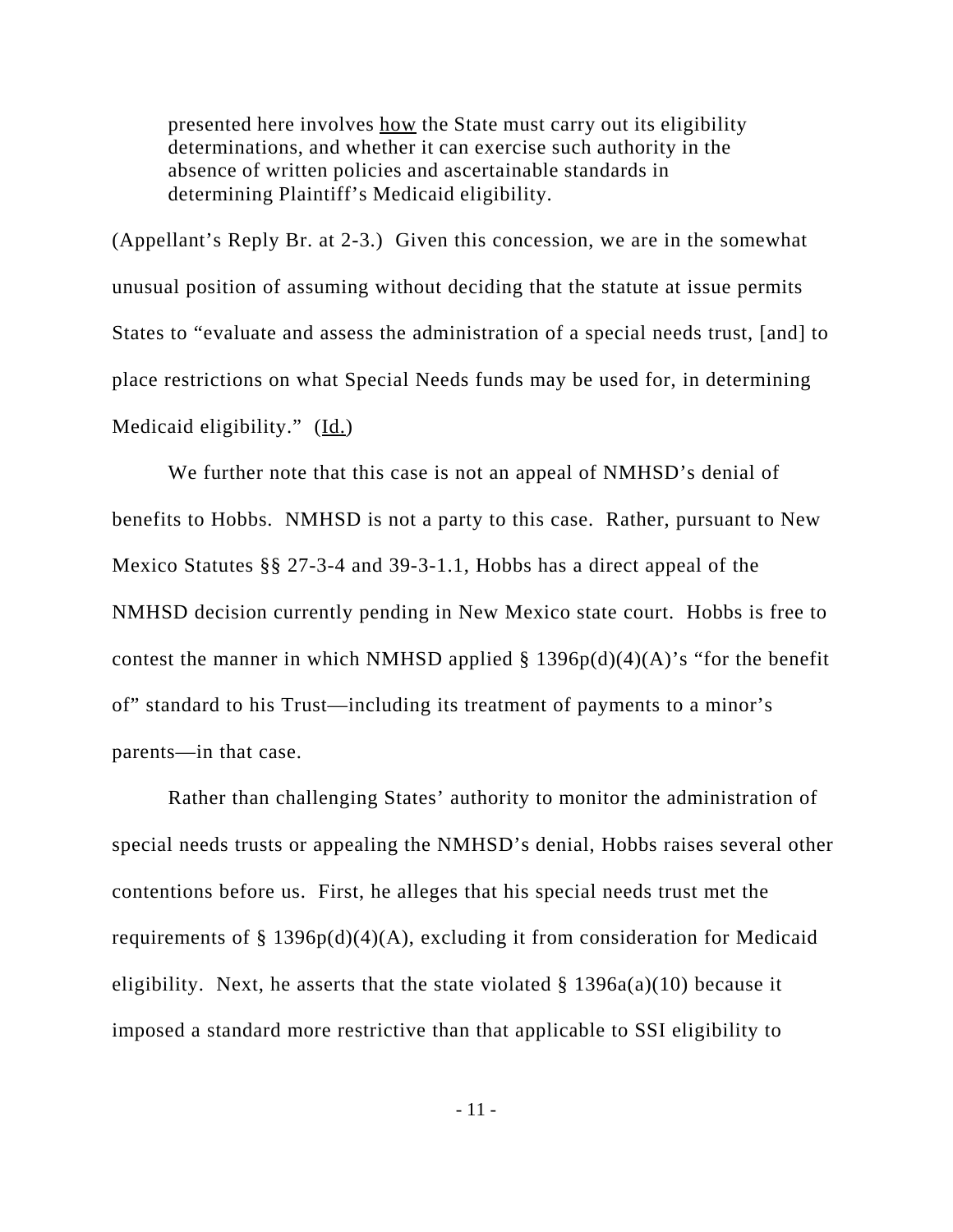> presented here involves <u>how</u> the State must carry out its eligibility determinations, and whether it can exercise such authority in the absence of written policies and ascertainable standards in determining Plaintiff's Medicaid eligibility.

(Appellant's Reply Br. at 2-3.) Given this concession, we are in the somewhat unusual position of assuming without deciding that the statute at issue permits States to "evaluate and assess the administration of a special needs trust, [and] to place restrictions on what Special Needs funds may be used for, in determining Medicaid eligibility." (<u>Id.</u>)

We further note that this case is not an appeal of NMHSD's denial of benefits to Hobbs. NMHSD is not a party to this case. Rather, pursuant to New Mexico Statutes §§ 27-3-4 and 39-3-1.1, Hobbs has a direct appeal of the NMHSD decision currently pending in New Mexico state court. Hobbs is free to contest the manner in which NMHSD applied § 1396p(d)(4)(A)'s "for the benefit of" standard to his Trust—including its treatment of payments to a minor's parents—in that case.

Rather than challenging States' authority to monitor the administration of special needs trusts or appealing the NMHSD's denial, Hobbs raises several other contentions before us. First, he alleges that his special needs trust met the requirements of § 1396p(d)(4)(A), excluding it from consideration for Medicaid eligibility. Next, he asserts that the state violated § 1396a(a)(10) because it imposed a standard more restrictive than that applicable to SSI eligibility to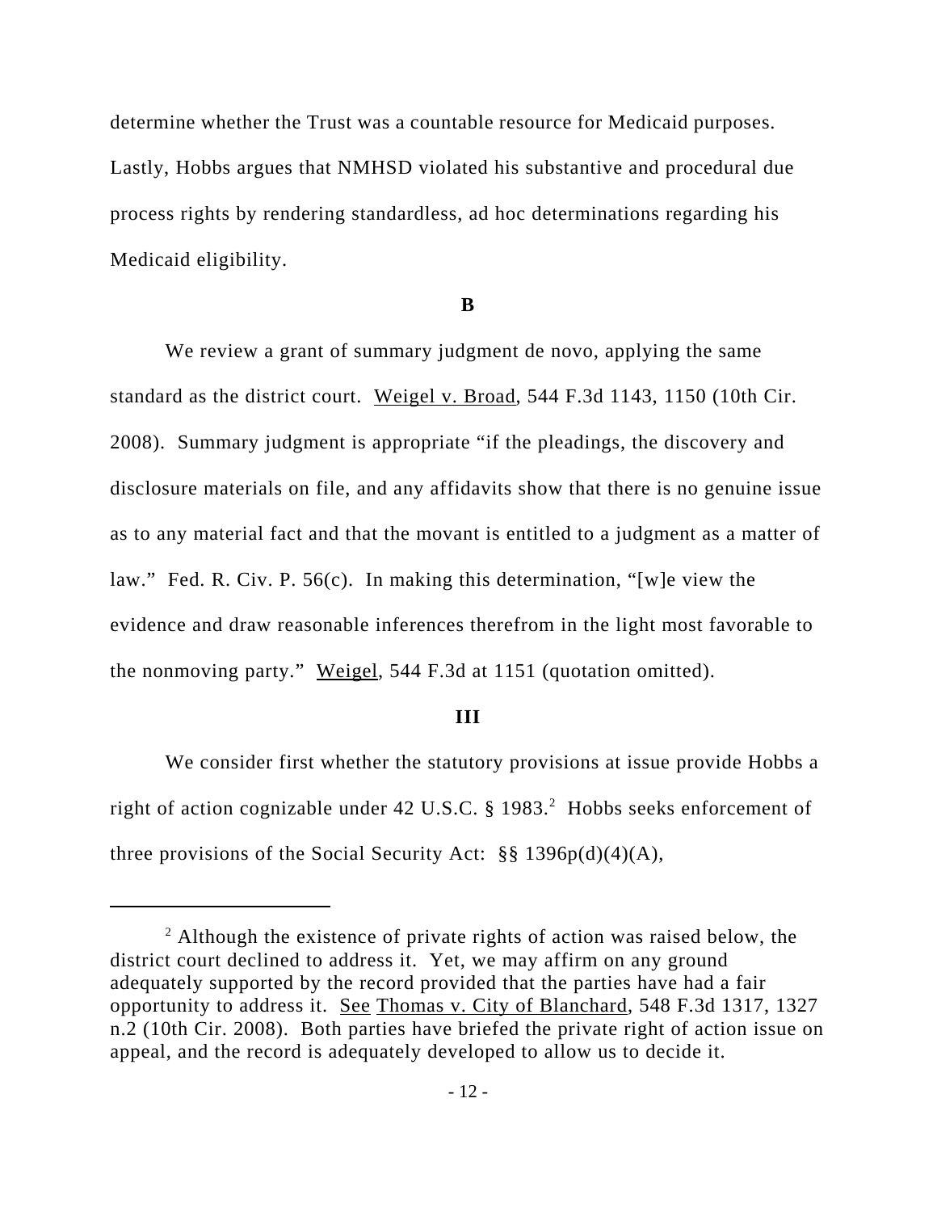determine whether the Trust was a countable resource for Medicaid purposes. Lastly, Hobbs argues that NMHSD violated his substantive and procedural due process rights by rendering standardless, ad hoc determinations regarding his Medicaid eligibility.

**B**

We review a grant of summary judgment de novo, applying the same standard as the district court. Weigel v. Broad, 544 F.3d 1143, 1150 (10th Cir. 2008). Summary judgment is appropriate "if the pleadings, the discovery and disclosure materials on file, and any affidavits show that there is no genuine issue as to any material fact and that the movant is entitled to a judgment as a matter of law." Fed. R. Civ. P. 56(c). In making this determination, "[w]e view the evidence and draw reasonable inferences therefrom in the light most favorable to the nonmoving party." Weigel, 544 F.3d at 1151 (quotation omitted).

**III**

We consider first whether the statutory provisions at issue provide Hobbs a right of action cognizable under 42 U.S.C. § 1983.[2] Hobbs seeks enforcement of three provisions of the Social Security Act: §§ 1396p(d)(4)(A),

---

[2] Although the existence of private rights of action was raised below, the district court declined to address it. Yet, we may affirm on any ground adequately supported by the record provided that the parties have had a fair opportunity to address it. See Thomas v. City of Blanchard, 548 F.3d 1317, 1327 n.2 (10th Cir. 2008). Both parties have briefed the private right of action issue on appeal, and the record is adequately developed to allow us to decide it.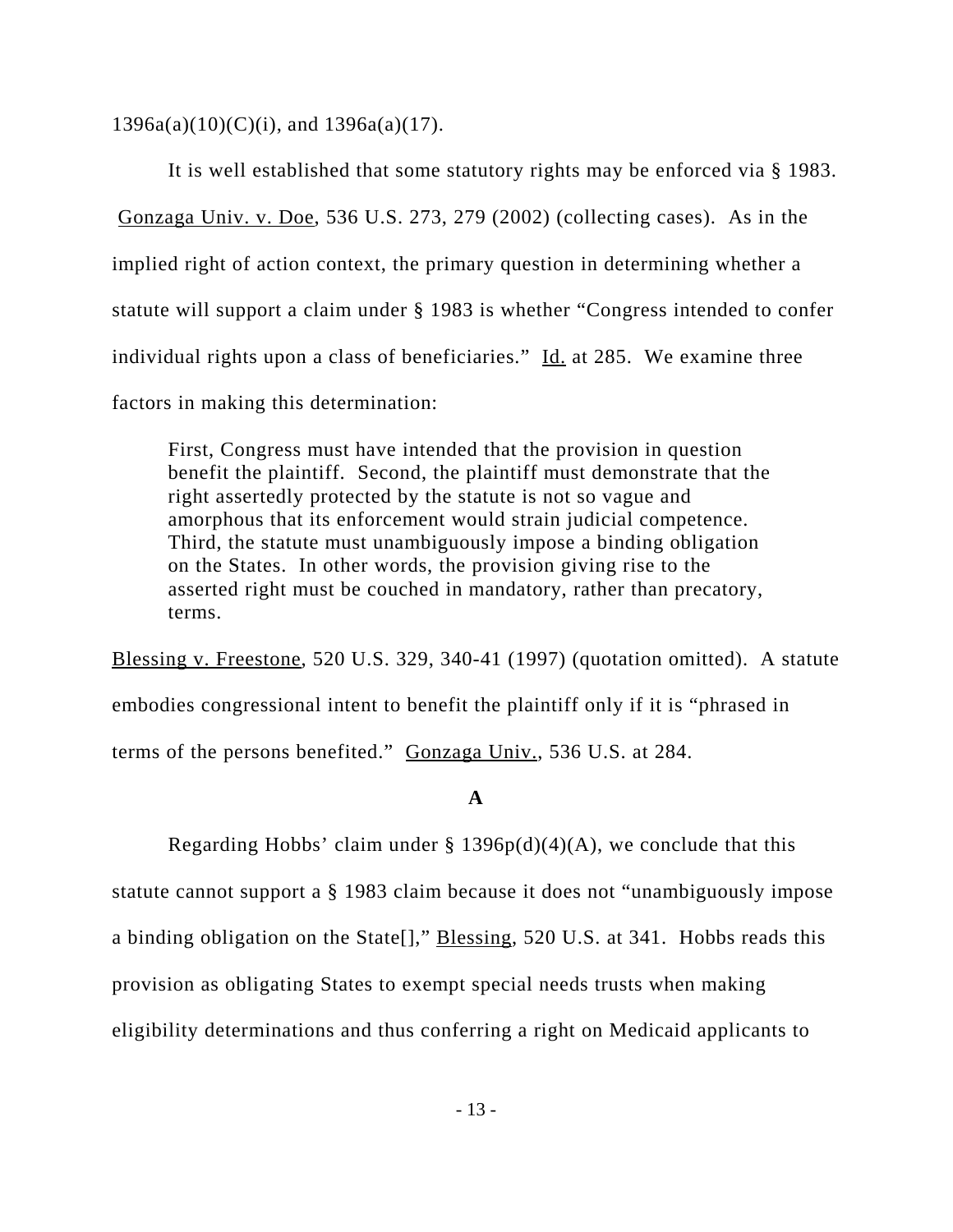1396a(a)(10)(C)(i), and 1396a(a)(17).

It is well established that some statutory rights may be enforced via § 1983. Gonzaga Univ. v. Doe, 536 U.S. 273, 279 (2002) (collecting cases). As in the implied right of action context, the primary question in determining whether a statute will support a claim under § 1983 is whether "Congress intended to confer individual rights upon a class of beneficiaries." Id. at 285. We examine three factors in making this determination:

> First, Congress must have intended that the provision in question benefit the plaintiff. Second, the plaintiff must demonstrate that the right assertedly protected by the statute is not so vague and amorphous that its enforcement would strain judicial competence. Third, the statute must unambiguously impose a binding obligation on the States. In other words, the provision giving rise to the asserted right must be couched in mandatory, rather than precatory, terms.

Blessing v. Freestone, 520 U.S. 329, 340-41 (1997) (quotation omitted). A statute embodies congressional intent to benefit the plaintiff only if it is "phrased in terms of the persons benefited." Gonzaga Univ., 536 U.S. at 284.

### A

Regarding Hobbs' claim under § 1396p(d)(4)(A), we conclude that this statute cannot support a § 1983 claim because it does not "unambiguously impose a binding obligation on the State[]," Blessing, 520 U.S. at 341. Hobbs reads this provision as obligating States to exempt special needs trusts when making eligibility determinations and thus conferring a right on Medicaid applicants to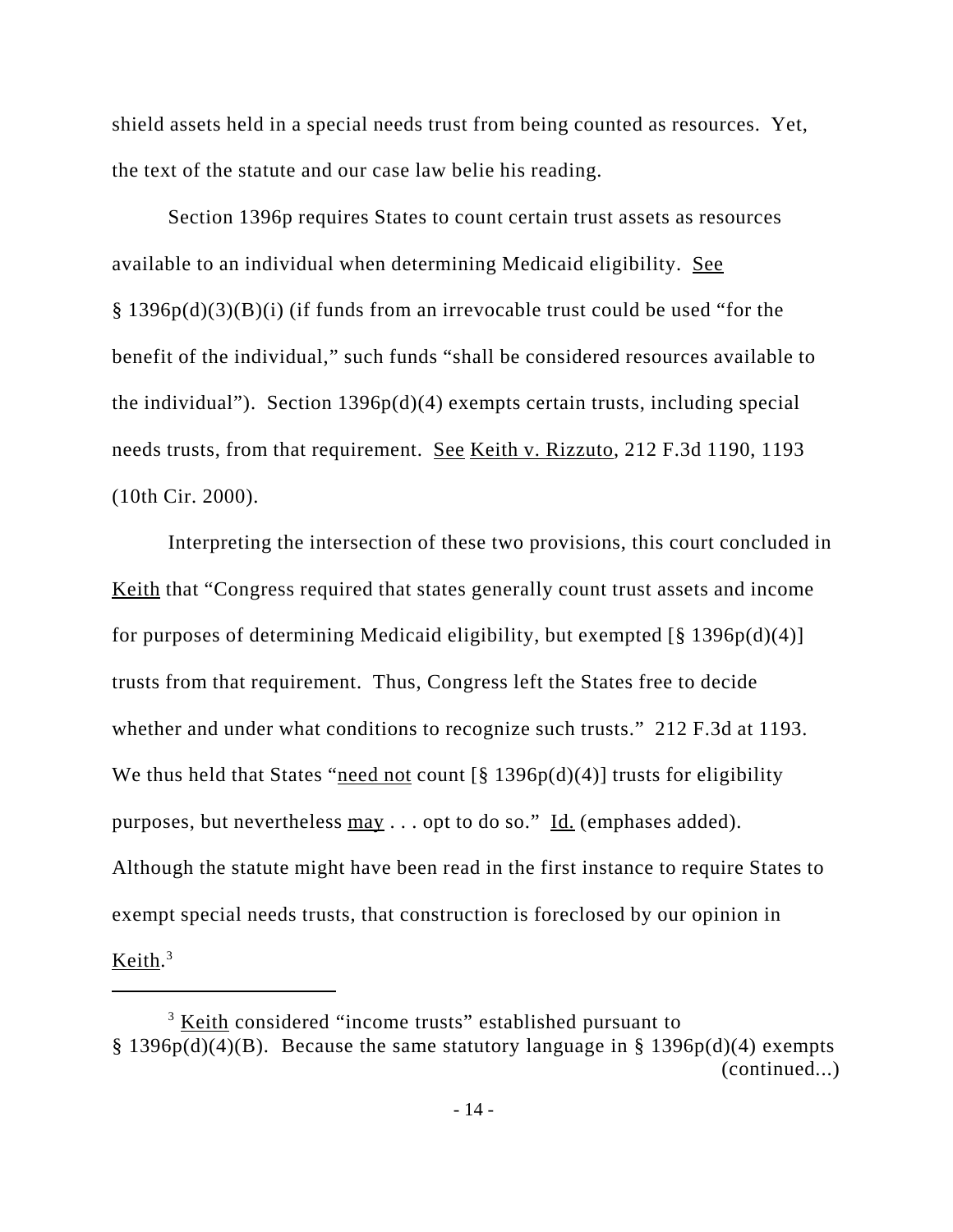shield assets held in a special needs trust from being counted as resources. Yet, the text of the statute and our case law belie his reading.

Section 1396p requires States to count certain trust assets as resources available to an individual when determining Medicaid eligibility. See § 1396p(d)(3)(B)(i) (if funds from an irrevocable trust could be used "for the benefit of the individual," such funds "shall be considered resources available to the individual"). Section 1396p(d)(4) exempts certain trusts, including special needs trusts, from that requirement. See Keith v. Rizzuto, 212 F.3d 1190, 1193 (10th Cir. 2000).

Interpreting the intersection of these two provisions, this court concluded in Keith that "Congress required that states generally count trust assets and income for purposes of determining Medicaid eligibility, but exempted [§ 1396p(d)(4)] trusts from that requirement. Thus, Congress left the States free to decide whether and under what conditions to recognize such trusts." 212 F.3d at 1193. We thus held that States "need not count [§ 1396p(d)(4)] trusts for eligibility purposes, but nevertheless may . . . opt to do so." Id. (emphases added). Although the statute might have been read in the first instance to require States to exempt special needs trusts, that construction is foreclosed by our opinion in Keith.[3]

---

[3] Keith considered "income trusts" established pursuant to § 1396p(d)(4)(B). Because the same statutory language in § 1396p(d)(4) exempts (continued...)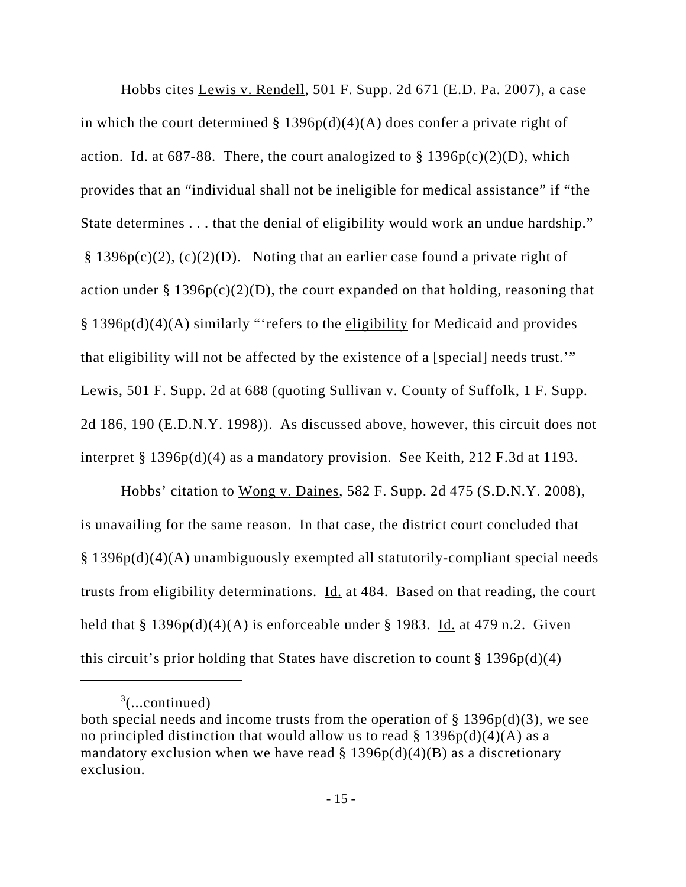Hobbs cites Lewis v. Rendell, 501 F. Supp. 2d 671 (E.D. Pa. 2007), a case in which the court determined § 1396p(d)(4)(A) does confer a private right of action. Id. at 687-88. There, the court analogized to § 1396p(c)(2)(D), which provides that an "individual shall not be ineligible for medical assistance" if "the State determines . . . that the denial of eligibility would work an undue hardship." § 1396p(c)(2), (c)(2)(D). Noting that an earlier case found a private right of action under § 1396p(c)(2)(D), the court expanded on that holding, reasoning that § 1396p(d)(4)(A) similarly "'refers to the eligibility for Medicaid and provides that eligibility will not be affected by the existence of a [special] needs trust.'" Lewis, 501 F. Supp. 2d at 688 (quoting Sullivan v. County of Suffolk, 1 F. Supp. 2d 186, 190 (E.D.N.Y. 1998)). As discussed above, however, this circuit does not interpret § 1396p(d)(4) as a mandatory provision. See Keith, 212 F.3d at 1193.

Hobbs' citation to Wong v. Daines, 582 F. Supp. 2d 475 (S.D.N.Y. 2008), is unavailing for the same reason. In that case, the district court concluded that § 1396p(d)(4)(A) unambiguously exempted all statutorily-compliant special needs trusts from eligibility determinations. Id. at 484. Based on that reading, the court held that § 1396p(d)(4)(A) is enforceable under § 1983. Id. at 479 n.2. Given this circuit's prior holding that States have discretion to count § 1396p(d)(4)

---

[3](...continued)
both special needs and income trusts from the operation of § 1396p(d)(3), we see no principled distinction that would allow us to read § 1396p(d)(4)(A) as a mandatory exclusion when we have read § 1396p(d)(4)(B) as a discretionary exclusion.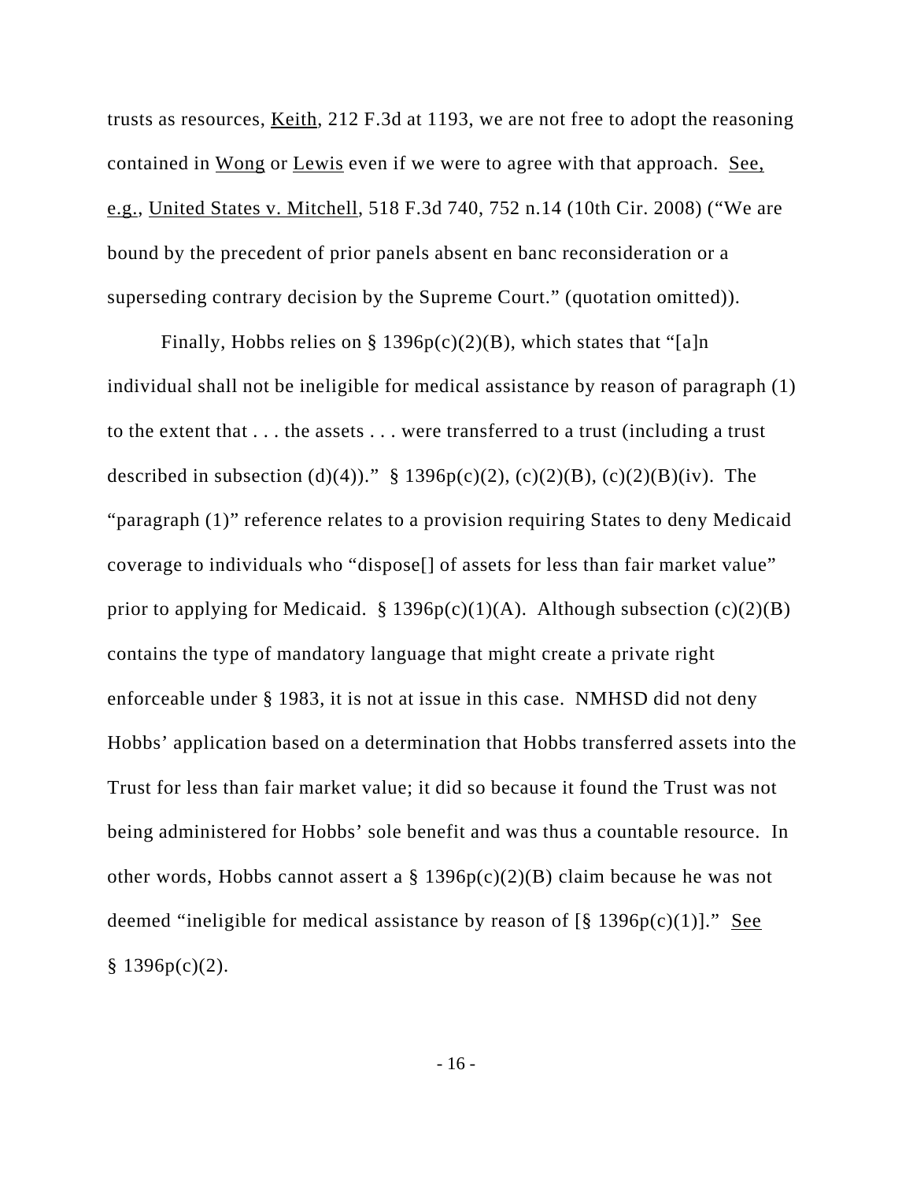trusts as resources, Keith, 212 F.3d at 1193, we are not free to adopt the reasoning contained in Wong or Lewis even if we were to agree with that approach. See, e.g., United States v. Mitchell, 518 F.3d 740, 752 n.14 (10th Cir. 2008) ("We are bound by the precedent of prior panels absent en banc reconsideration or a superseding contrary decision by the Supreme Court." (quotation omitted)).

Finally, Hobbs relies on § 1396p(c)(2)(B), which states that "[a]n individual shall not be ineligible for medical assistance by reason of paragraph (1) to the extent that . . . the assets . . . were transferred to a trust (including a trust described in subsection (d)(4))." § 1396p(c)(2), (c)(2)(B), (c)(2)(B)(iv). The "paragraph (1)" reference relates to a provision requiring States to deny Medicaid coverage to individuals who "dispose[] of assets for less than fair market value" prior to applying for Medicaid. § 1396p(c)(1)(A). Although subsection (c)(2)(B) contains the type of mandatory language that might create a private right enforceable under § 1983, it is not at issue in this case. NMHSD did not deny Hobbs' application based on a determination that Hobbs transferred assets into the Trust for less than fair market value; it did so because it found the Trust was not being administered for Hobbs' sole benefit and was thus a countable resource. In other words, Hobbs cannot assert a § 1396p(c)(2)(B) claim because he was not deemed "ineligible for medical assistance by reason of [§ 1396p(c)(1)]." See § 1396p(c)(2).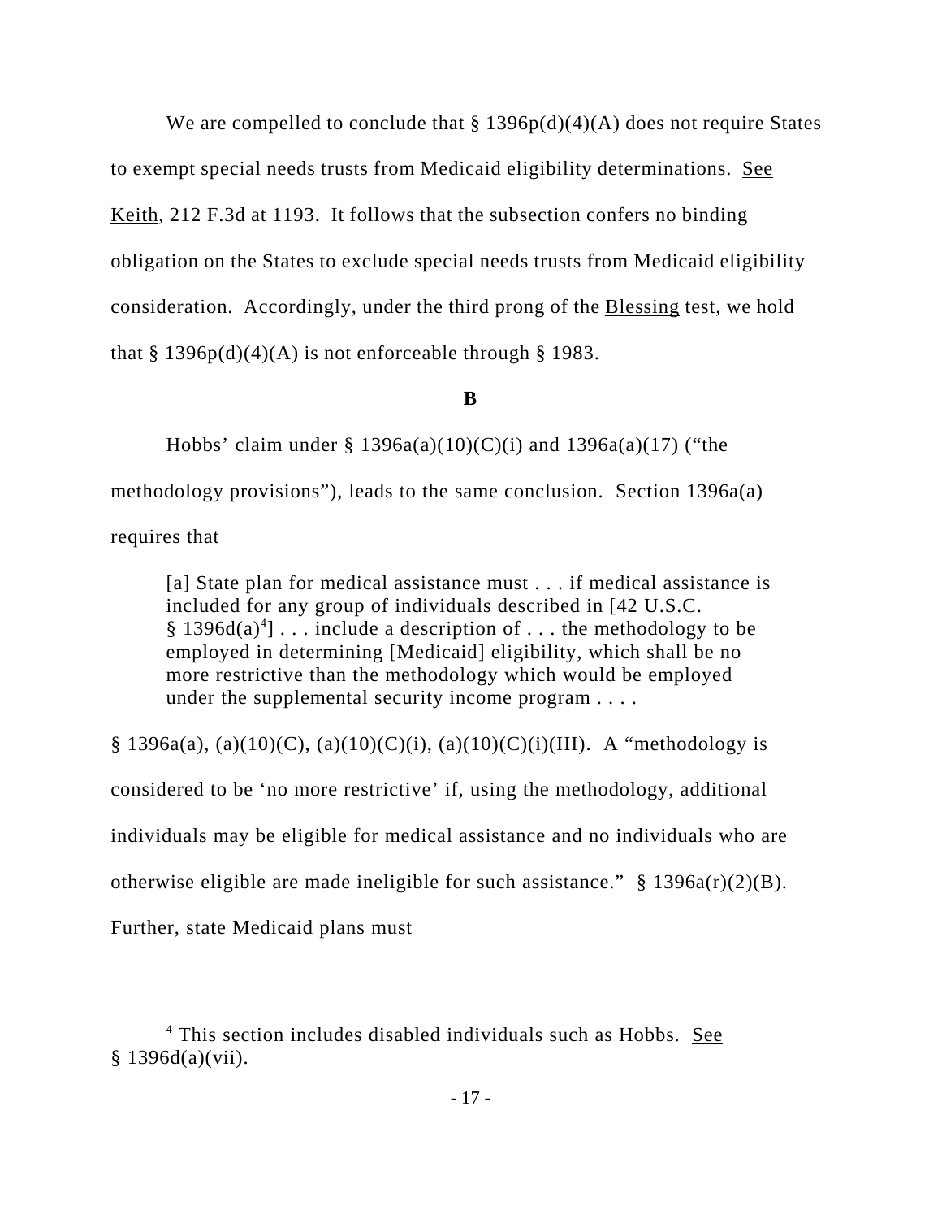We are compelled to conclude that § 1396p(d)(4)(A) does not require States to exempt special needs trusts from Medicaid eligibility determinations. See Keith, 212 F.3d at 1193. It follows that the subsection confers no binding obligation on the States to exclude special needs trusts from Medicaid eligibility consideration. Accordingly, under the third prong of the Blessing test, we hold that § 1396p(d)(4)(A) is not enforceable through § 1983.

**B**

Hobbs' claim under § 1396a(a)(10)(C)(i) and 1396a(a)(17) ("the methodology provisions"), leads to the same conclusion. Section 1396a(a) requires that

> [a] State plan for medical assistance must . . . if medical assistance is included for any group of individuals described in [42 U.S.C. § 1396d(a)[4]] . . . include a description of . . . the methodology to be employed in determining [Medicaid] eligibility, which shall be no more restrictive than the methodology which would be employed under the supplemental security income program . . . .

§ 1396a(a), (a)(10)(C), (a)(10)(C)(i), (a)(10)(C)(i)(III). A "methodology is considered to be 'no more restrictive' if, using the methodology, additional individuals may be eligible for medical assistance and no individuals who are otherwise eligible are made ineligible for such assistance." § 1396a(r)(2)(B). Further, state Medicaid plans must

---

[4] This section includes disabled individuals such as Hobbs. See § 1396d(a)(vii).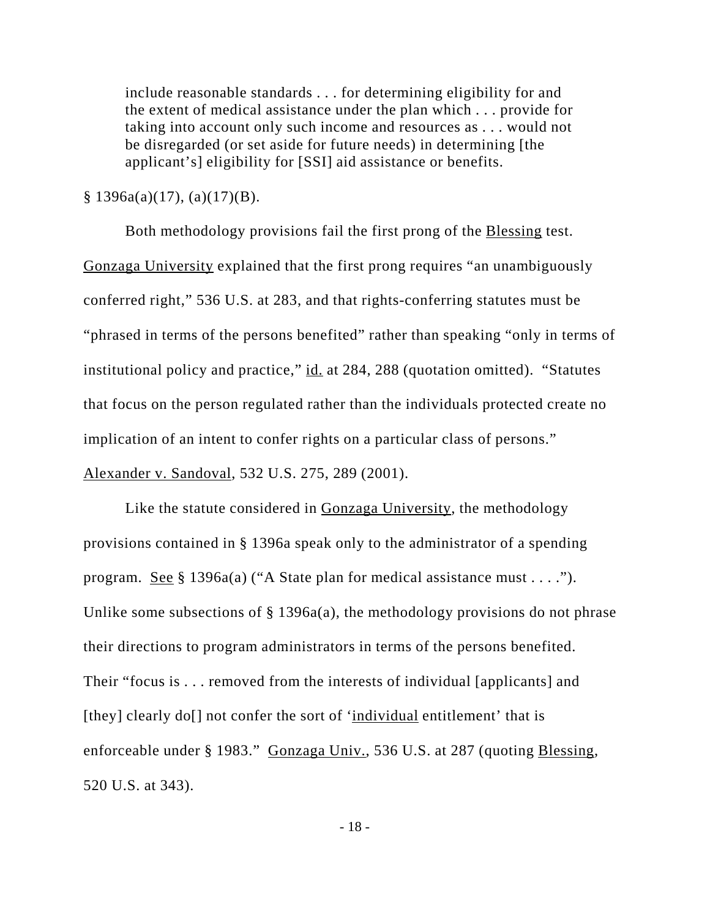> include reasonable standards . . . for determining eligibility for and the extent of medical assistance under the plan which . . . provide for taking into account only such income and resources as . . . would not be disregarded (or set aside for future needs) in determining [the applicant's] eligibility for [SSI] aid assistance or benefits.

§ 1396a(a)(17), (a)(17)(B).

Both methodology provisions fail the first prong of the Blessing test. Gonzaga University explained that the first prong requires "an unambiguously conferred right," 536 U.S. at 283, and that rights-conferring statutes must be "phrased in terms of the persons benefited" rather than speaking "only in terms of institutional policy and practice," id. at 284, 288 (quotation omitted). "Statutes that focus on the person regulated rather than the individuals protected create no implication of an intent to confer rights on a particular class of persons." Alexander v. Sandoval, 532 U.S. 275, 289 (2001).

Like the statute considered in Gonzaga University, the methodology provisions contained in § 1396a speak only to the administrator of a spending program. See § 1396a(a) ("A State plan for medical assistance must . . . ."). Unlike some subsections of § 1396a(a), the methodology provisions do not phrase their directions to program administrators in terms of the persons benefited. Their "focus is . . . removed from the interests of individual [applicants] and [they] clearly do[] not confer the sort of 'individual entitlement' that is enforceable under § 1983." Gonzaga Univ., 536 U.S. at 287 (quoting Blessing, 520 U.S. at 343).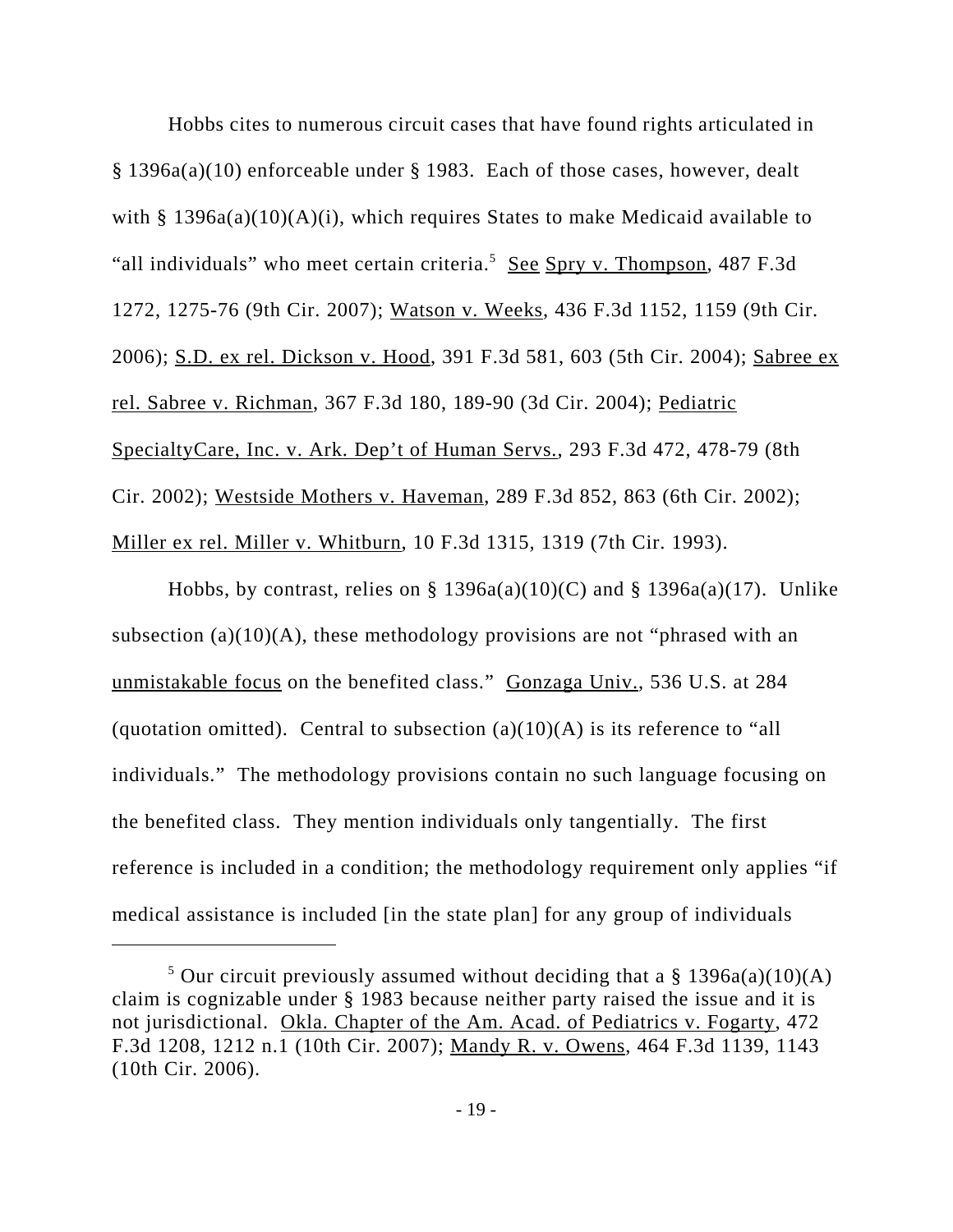Hobbs cites to numerous circuit cases that have found rights articulated in § 1396a(a)(10) enforceable under § 1983. Each of those cases, however, dealt with § 1396a(a)(10)(A)(i), which requires States to make Medicaid available to "all individuals" who meet certain criteria.[5] See Spry v. Thompson, 487 F.3d 1272, 1275-76 (9th Cir. 2007); Watson v. Weeks, 436 F.3d 1152, 1159 (9th Cir. 2006); S.D. ex rel. Dickson v. Hood, 391 F.3d 581, 603 (5th Cir. 2004); Sabree ex rel. Sabree v. Richman, 367 F.3d 180, 189-90 (3d Cir. 2004); Pediatric SpecialtyCare, Inc. v. Ark. Dep't of Human Servs., 293 F.3d 472, 478-79 (8th Cir. 2002); Westside Mothers v. Haveman, 289 F.3d 852, 863 (6th Cir. 2002); Miller ex rel. Miller v. Whitburn, 10 F.3d 1315, 1319 (7th Cir. 1993).

Hobbs, by contrast, relies on § 1396a(a)(10)(C) and § 1396a(a)(17). Unlike subsection (a)(10)(A), these methodology provisions are not "phrased with an unmistakable focus on the benefited class." Gonzaga Univ., 536 U.S. at 284 (quotation omitted). Central to subsection (a)(10)(A) is its reference to "all individuals." The methodology provisions contain no such language focusing on the benefited class. They mention individuals only tangentially. The first reference is included in a condition; the methodology requirement only applies "if medical assistance is included [in the state plan] for any group of individuals

[5] Our circuit previously assumed without deciding that a § 1396a(a)(10)(A) claim is cognizable under § 1983 because neither party raised the issue and it is not jurisdictional. Okla. Chapter of the Am. Acad. of Pediatrics v. Fogarty, 472 F.3d 1208, 1212 n.1 (10th Cir. 2007); Mandy R. v. Owens, 464 F.3d 1139, 1143 (10th Cir. 2006).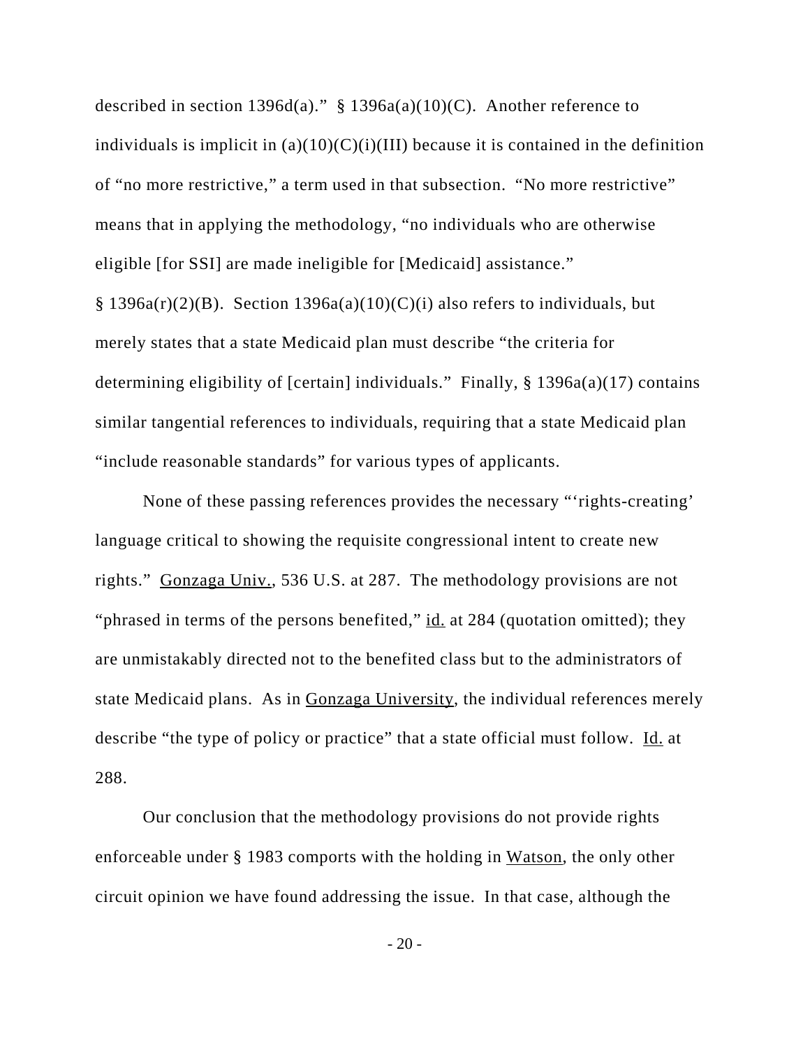described in section 1396d(a)." § 1396a(a)(10)(C). Another reference to individuals is implicit in (a)(10)(C)(i)(III) because it is contained in the definition of "no more restrictive," a term used in that subsection. "No more restrictive" means that in applying the methodology, "no individuals who are otherwise eligible [for SSI] are made ineligible for [Medicaid] assistance." § 1396a(r)(2)(B). Section 1396a(a)(10)(C)(i) also refers to individuals, but merely states that a state Medicaid plan must describe "the criteria for determining eligibility of [certain] individuals." Finally, § 1396a(a)(17) contains similar tangential references to individuals, requiring that a state Medicaid plan "include reasonable standards" for various types of applicants.

None of these passing references provides the necessary "'rights-creating' language critical to showing the requisite congressional intent to create new rights." Gonzaga Univ., 536 U.S. at 287. The methodology provisions are not "phrased in terms of the persons benefited," id. at 284 (quotation omitted); they are unmistakably directed not to the benefited class but to the administrators of state Medicaid plans. As in Gonzaga University, the individual references merely describe "the type of policy or practice" that a state official must follow. Id. at 288.

Our conclusion that the methodology provisions do not provide rights enforceable under § 1983 comports with the holding in Watson, the only other circuit opinion we have found addressing the issue. In that case, although the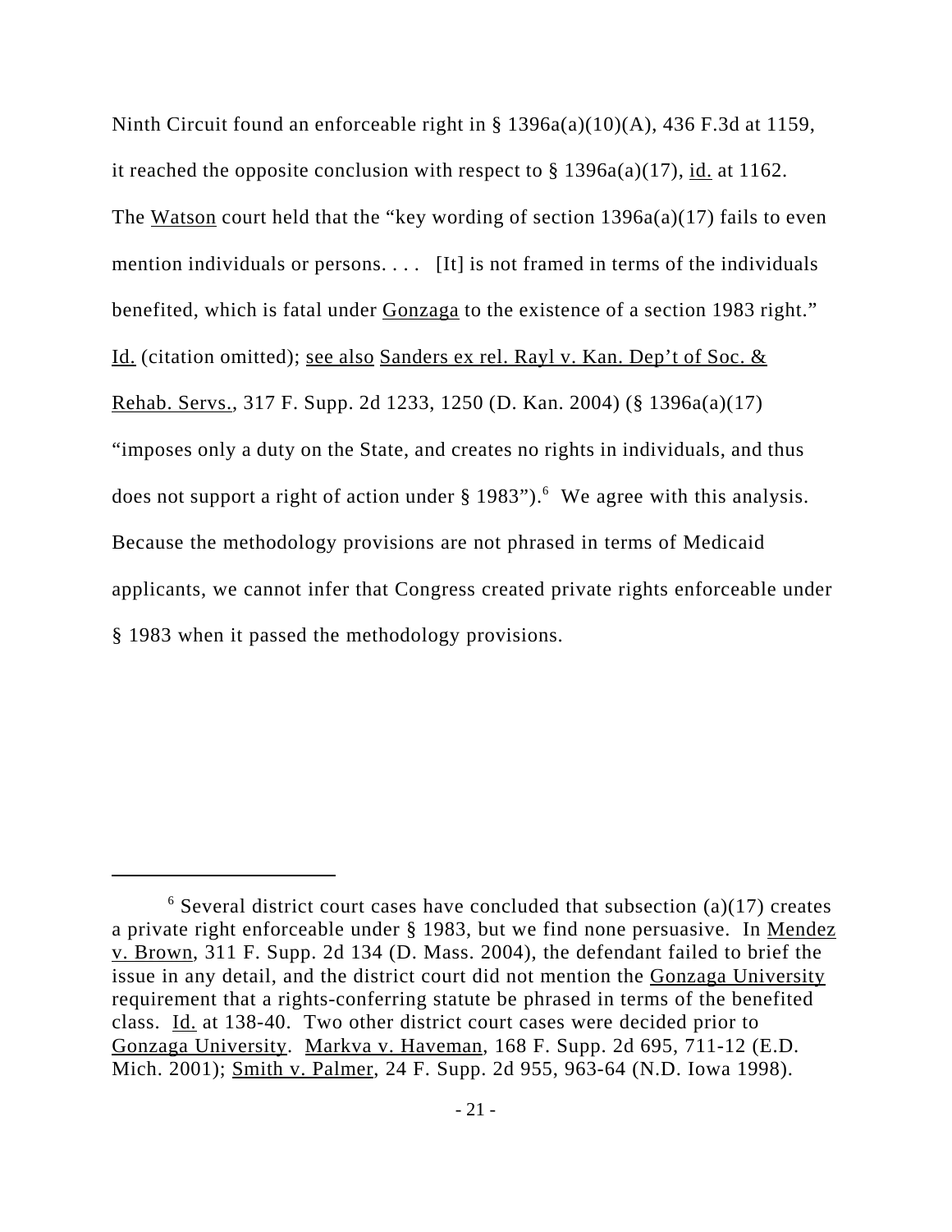Ninth Circuit found an enforceable right in § 1396a(a)(10)(A), 436 F.3d at 1159, it reached the opposite conclusion with respect to § 1396a(a)(17), id. at 1162. The Watson court held that the "key wording of section 1396a(a)(17) fails to even mention individuals or persons. . . . [It] is not framed in terms of the individuals benefited, which is fatal under Gonzaga to the existence of a section 1983 right." Id. (citation omitted); see also Sanders ex rel. Rayl v. Kan. Dep't of Soc. & Rehab. Servs., 317 F. Supp. 2d 1233, 1250 (D. Kan. 2004) (§ 1396a(a)(17) "imposes only a duty on the State, and creates no rights in individuals, and thus does not support a right of action under § 1983").[6] We agree with this analysis. Because the methodology provisions are not phrased in terms of Medicaid applicants, we cannot infer that Congress created private rights enforceable under § 1983 when it passed the methodology provisions.

---

[6] Several district court cases have concluded that subsection (a)(17) creates a private right enforceable under § 1983, but we find none persuasive. In Mendez v. Brown, 311 F. Supp. 2d 134 (D. Mass. 2004), the defendant failed to brief the issue in any detail, and the district court did not mention the Gonzaga University requirement that a rights-conferring statute be phrased in terms of the benefited class. Id. at 138-40. Two other district court cases were decided prior to Gonzaga University. Markva v. Haveman, 168 F. Supp. 2d 695, 711-12 (E.D. Mich. 2001); Smith v. Palmer, 24 F. Supp. 2d 955, 963-64 (N.D. Iowa 1998).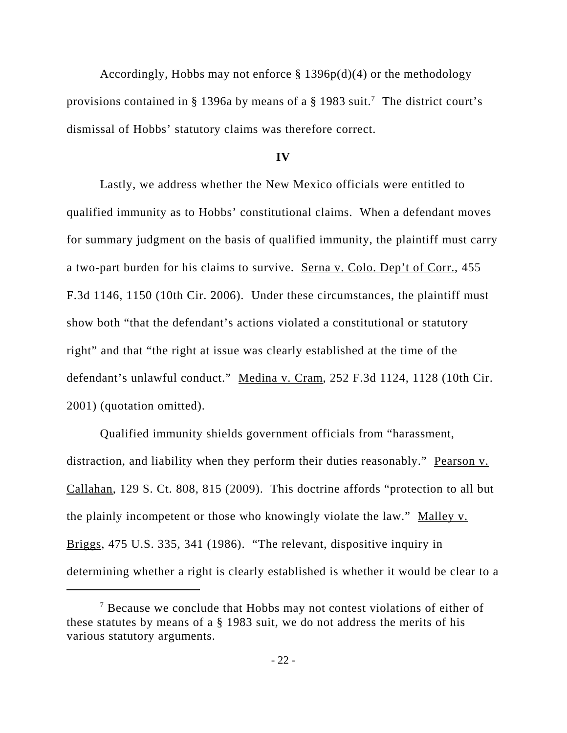Accordingly, Hobbs may not enforce § 1396p(d)(4) or the methodology provisions contained in § 1396a by means of a § 1983 suit.[7] The district court's dismissal of Hobbs' statutory claims was therefore correct.

**IV**

Lastly, we address whether the New Mexico officials were entitled to qualified immunity as to Hobbs' constitutional claims. When a defendant moves for summary judgment on the basis of qualified immunity, the plaintiff must carry a two-part burden for his claims to survive. Serna v. Colo. Dep't of Corr., 455 F.3d 1146, 1150 (10th Cir. 2006). Under these circumstances, the plaintiff must show both "that the defendant's actions violated a constitutional or statutory right" and that "the right at issue was clearly established at the time of the defendant's unlawful conduct." Medina v. Cram, 252 F.3d 1124, 1128 (10th Cir. 2001) (quotation omitted).

Qualified immunity shields government officials from "harassment, distraction, and liability when they perform their duties reasonably." Pearson v. Callahan, 129 S. Ct. 808, 815 (2009). This doctrine affords "protection to all but the plainly incompetent or those who knowingly violate the law." Malley v. Briggs, 475 U.S. 335, 341 (1986). "The relevant, dispositive inquiry in determining whether a right is clearly established is whether it would be clear to a

[7] Because we conclude that Hobbs may not contest violations of either of these statutes by means of a § 1983 suit, we do not address the merits of his various statutory arguments.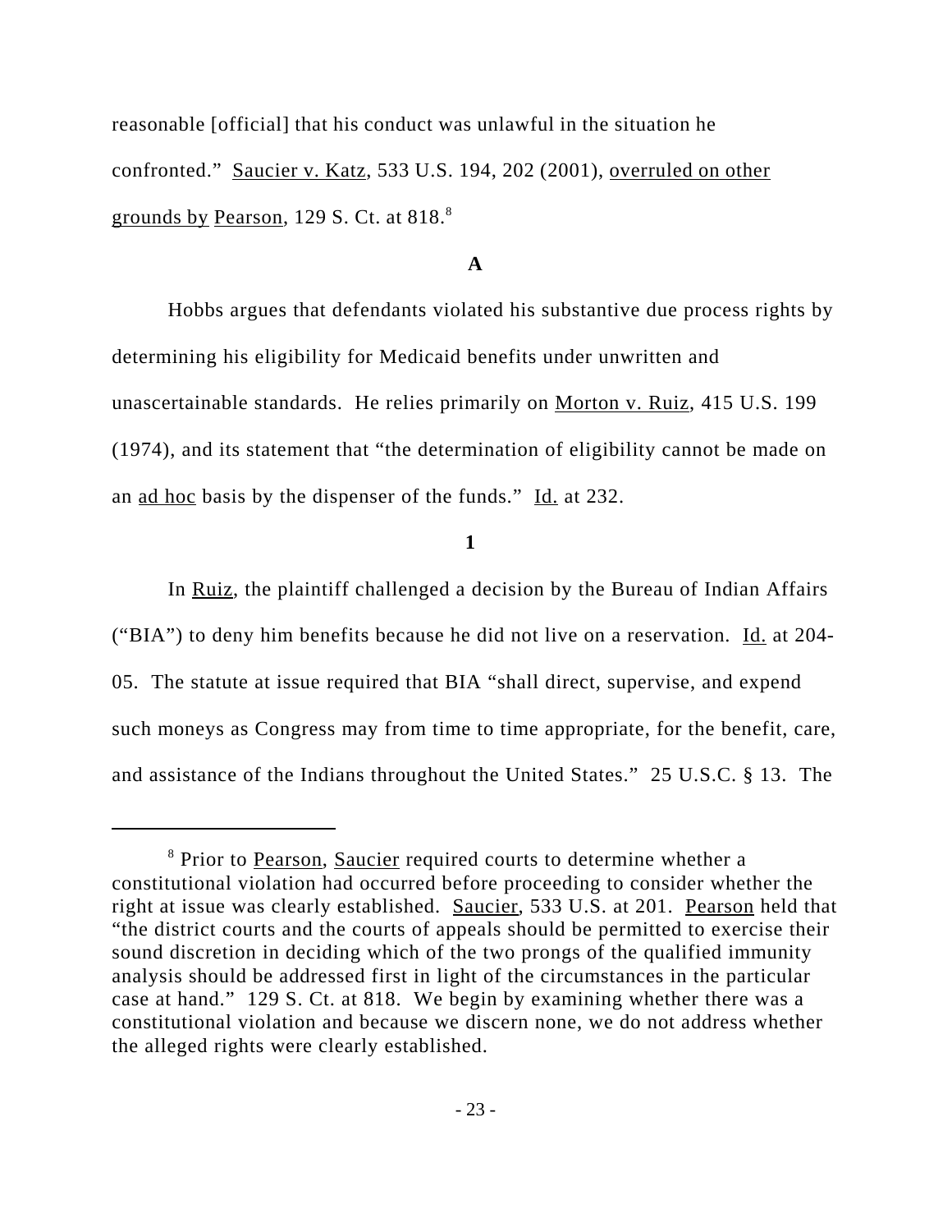reasonable [official] that his conduct was unlawful in the situation he confronted." Saucier v. Katz, 533 U.S. 194, 202 (2001), overruled on other grounds by Pearson, 129 S. Ct. at 818.[8]

**A**

Hobbs argues that defendants violated his substantive due process rights by determining his eligibility for Medicaid benefits under unwritten and unascertainable standards. He relies primarily on Morton v. Ruiz, 415 U.S. 199 (1974), and its statement that "the determination of eligibility cannot be made on an ad hoc basis by the dispenser of the funds." Id. at 232.

**1**

In Ruiz, the plaintiff challenged a decision by the Bureau of Indian Affairs ("BIA") to deny him benefits because he did not live on a reservation. Id. at 204-05. The statute at issue required that BIA "shall direct, supervise, and expend such moneys as Congress may from time to time appropriate, for the benefit, care, and assistance of the Indians throughout the United States." 25 U.S.C. § 13. The

[8] Prior to Pearson, Saucier required courts to determine whether a constitutional violation had occurred before proceeding to consider whether the right at issue was clearly established. Saucier, 533 U.S. at 201. Pearson held that "the district courts and the courts of appeals should be permitted to exercise their sound discretion in deciding which of the two prongs of the qualified immunity analysis should be addressed first in light of the circumstances in the particular case at hand." 129 S. Ct. at 818. We begin by examining whether there was a constitutional violation and because we discern none, we do not address whether the alleged rights were clearly established.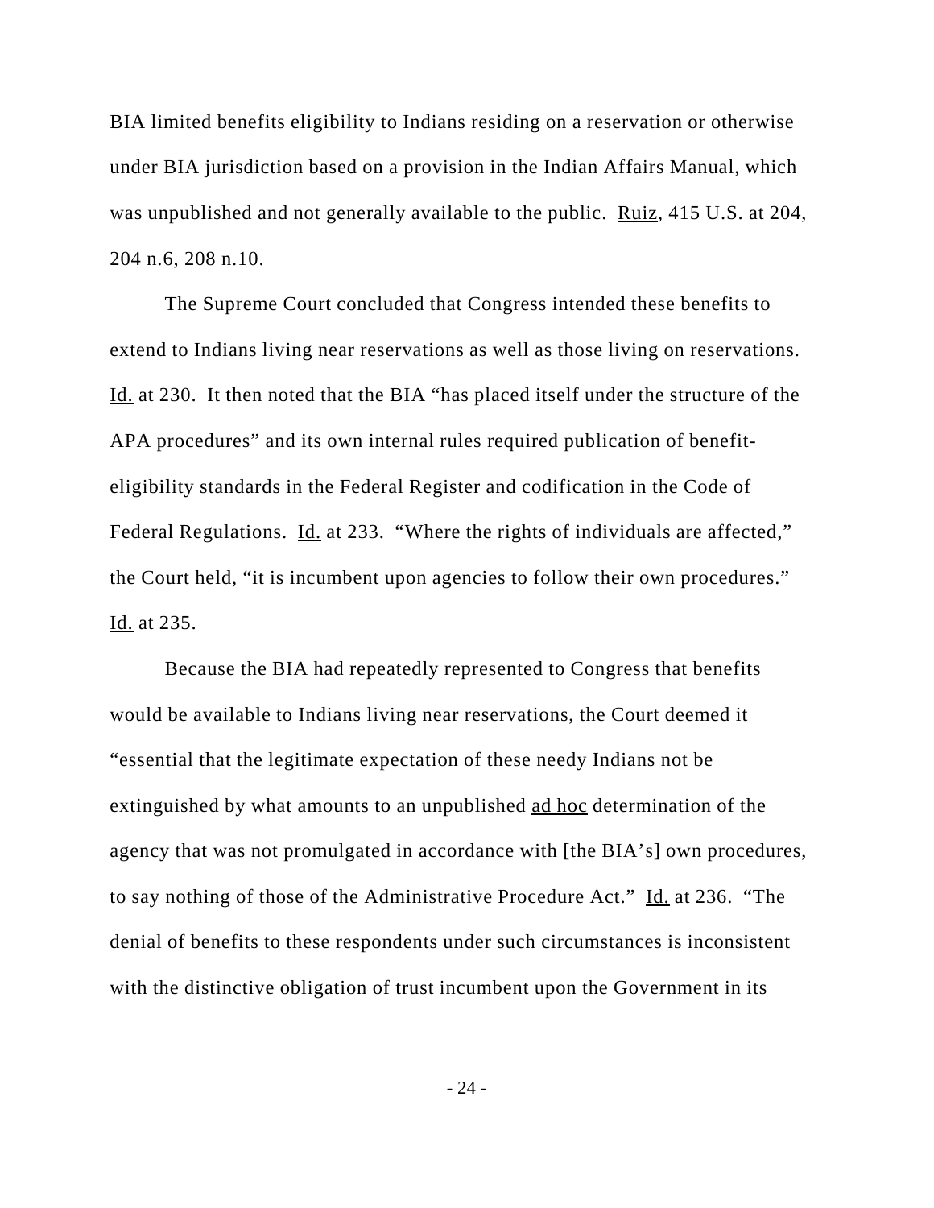BIA limited benefits eligibility to Indians residing on a reservation or otherwise under BIA jurisdiction based on a provision in the Indian Affairs Manual, which was unpublished and not generally available to the public. Ruiz, 415 U.S. at 204, 204 n.6, 208 n.10.

The Supreme Court concluded that Congress intended these benefits to extend to Indians living near reservations as well as those living on reservations. Id. at 230. It then noted that the BIA "has placed itself under the structure of the APA procedures" and its own internal rules required publication of benefit-eligibility standards in the Federal Register and codification in the Code of Federal Regulations. Id. at 233. "Where the rights of individuals are affected," the Court held, "it is incumbent upon agencies to follow their own procedures." Id. at 235.

Because the BIA had repeatedly represented to Congress that benefits would be available to Indians living near reservations, the Court deemed it "essential that the legitimate expectation of these needy Indians not be extinguished by what amounts to an unpublished ad hoc determination of the agency that was not promulgated in accordance with [the BIA's] own procedures, to say nothing of those of the Administrative Procedure Act." Id. at 236. "The denial of benefits to these respondents under such circumstances is inconsistent with the distinctive obligation of trust incumbent upon the Government in its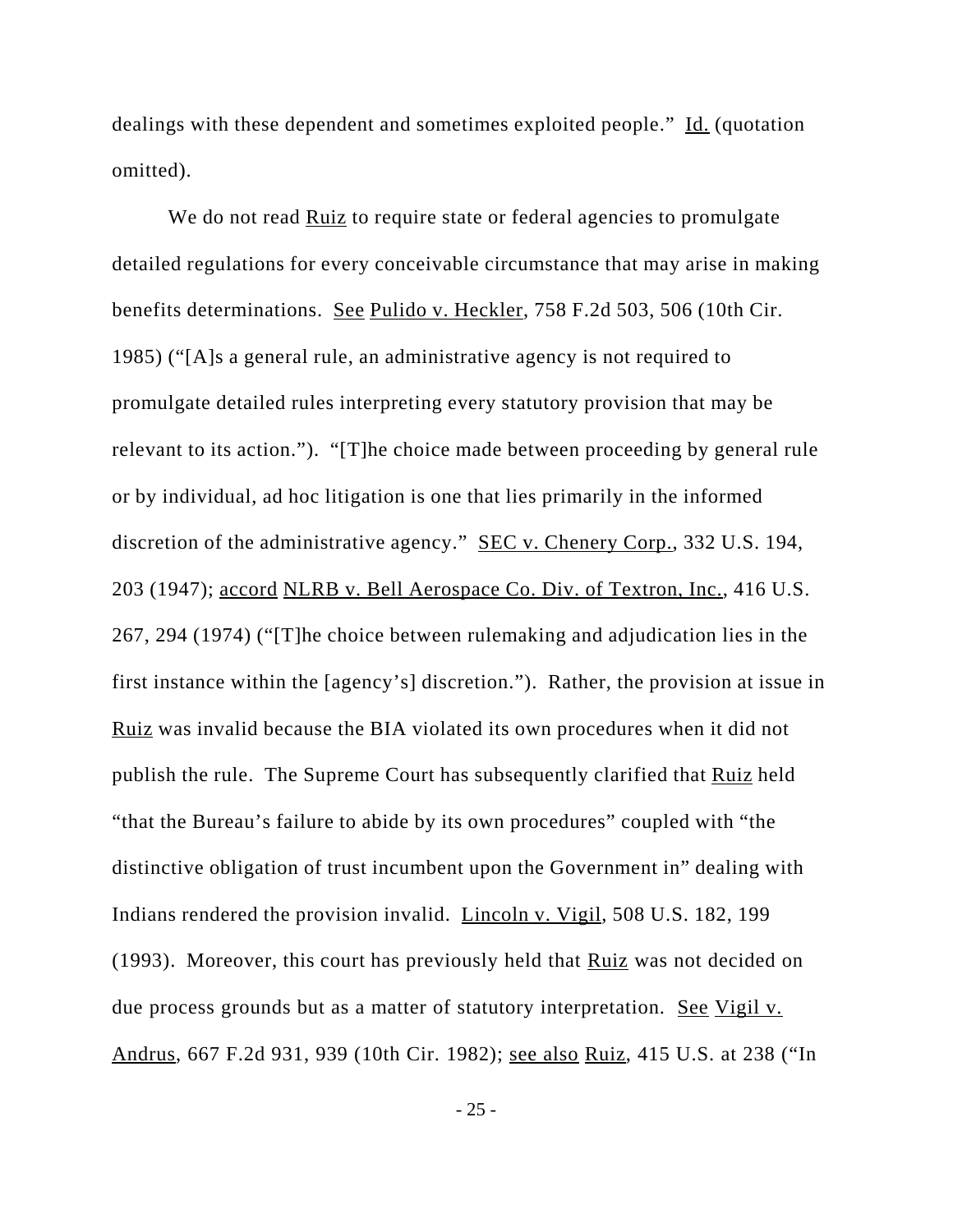dealings with these dependent and sometimes exploited people." Id. (quotation omitted).

We do not read Ruiz to require state or federal agencies to promulgate detailed regulations for every conceivable circumstance that may arise in making benefits determinations. See Pulido v. Heckler, 758 F.2d 503, 506 (10th Cir. 1985) ("[A]s a general rule, an administrative agency is not required to promulgate detailed rules interpreting every statutory provision that may be relevant to its action."). "[T]he choice made between proceeding by general rule or by individual, ad hoc litigation is one that lies primarily in the informed discretion of the administrative agency." SEC v. Chenery Corp., 332 U.S. 194, 203 (1947); accord NLRB v. Bell Aerospace Co. Div. of Textron, Inc., 416 U.S. 267, 294 (1974) ("[T]he choice between rulemaking and adjudication lies in the first instance within the [agency's] discretion."). Rather, the provision at issue in Ruiz was invalid because the BIA violated its own procedures when it did not publish the rule. The Supreme Court has subsequently clarified that Ruiz held "that the Bureau's failure to abide by its own procedures" coupled with "the distinctive obligation of trust incumbent upon the Government in" dealing with Indians rendered the provision invalid. Lincoln v. Vigil, 508 U.S. 182, 199 (1993). Moreover, this court has previously held that Ruiz was not decided on due process grounds but as a matter of statutory interpretation. See Vigil v. Andrus, 667 F.2d 931, 939 (10th Cir. 1982); see also Ruiz, 415 U.S. at 238 ("In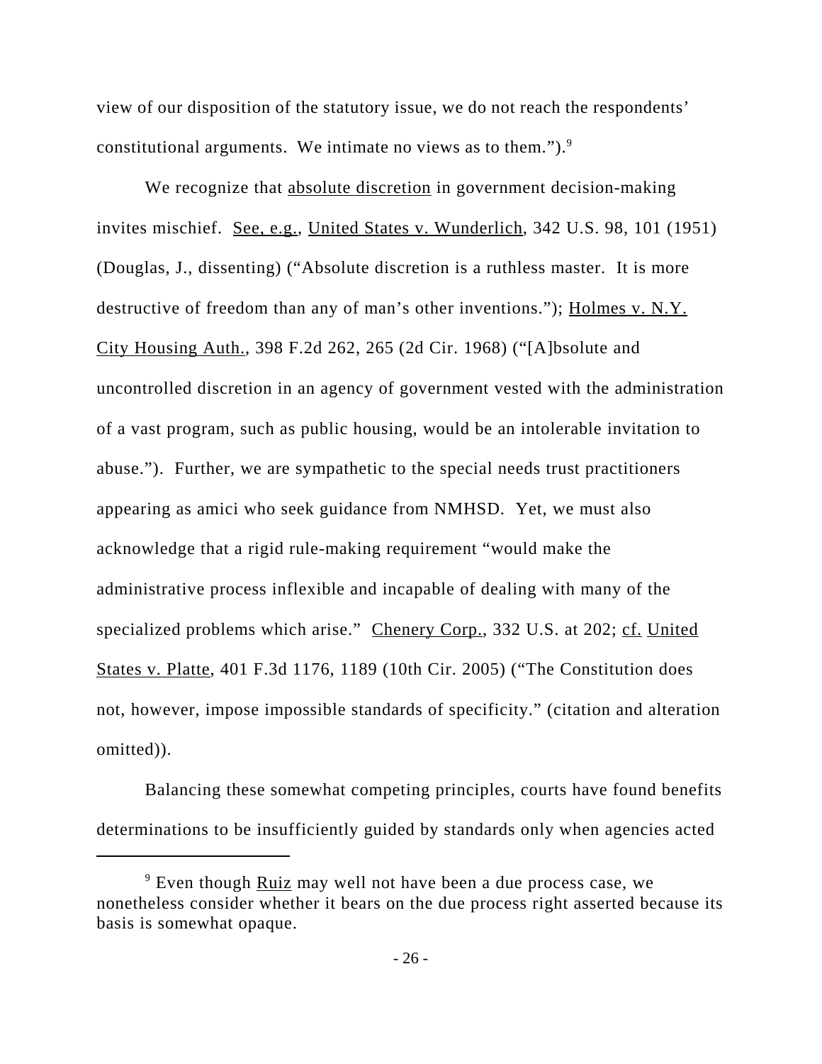view of our disposition of the statutory issue, we do not reach the respondents' constitutional arguments. We intimate no views as to them.").[9]

We recognize that absolute discretion in government decision-making invites mischief. See, e.g., United States v. Wunderlich, 342 U.S. 98, 101 (1951) (Douglas, J., dissenting) ("Absolute discretion is a ruthless master. It is more destructive of freedom than any of man's other inventions."); Holmes v. N.Y. City Housing Auth., 398 F.2d 262, 265 (2d Cir. 1968) ("[A]bsolute and uncontrolled discretion in an agency of government vested with the administration of a vast program, such as public housing, would be an intolerable invitation to abuse."). Further, we are sympathetic to the special needs trust practitioners appearing as amici who seek guidance from NMHSD. Yet, we must also acknowledge that a rigid rule-making requirement "would make the administrative process inflexible and incapable of dealing with many of the specialized problems which arise." Chenery Corp., 332 U.S. at 202; cf. United States v. Platte, 401 F.3d 1176, 1189 (10th Cir. 2005) ("The Constitution does not, however, impose impossible standards of specificity." (citation and alteration omitted)).

Balancing these somewhat competing principles, courts have found benefits determinations to be insufficiently guided by standards only when agencies acted

[9] Even though Ruiz may well not have been a due process case, we nonetheless consider whether it bears on the due process right asserted because its basis is somewhat opaque.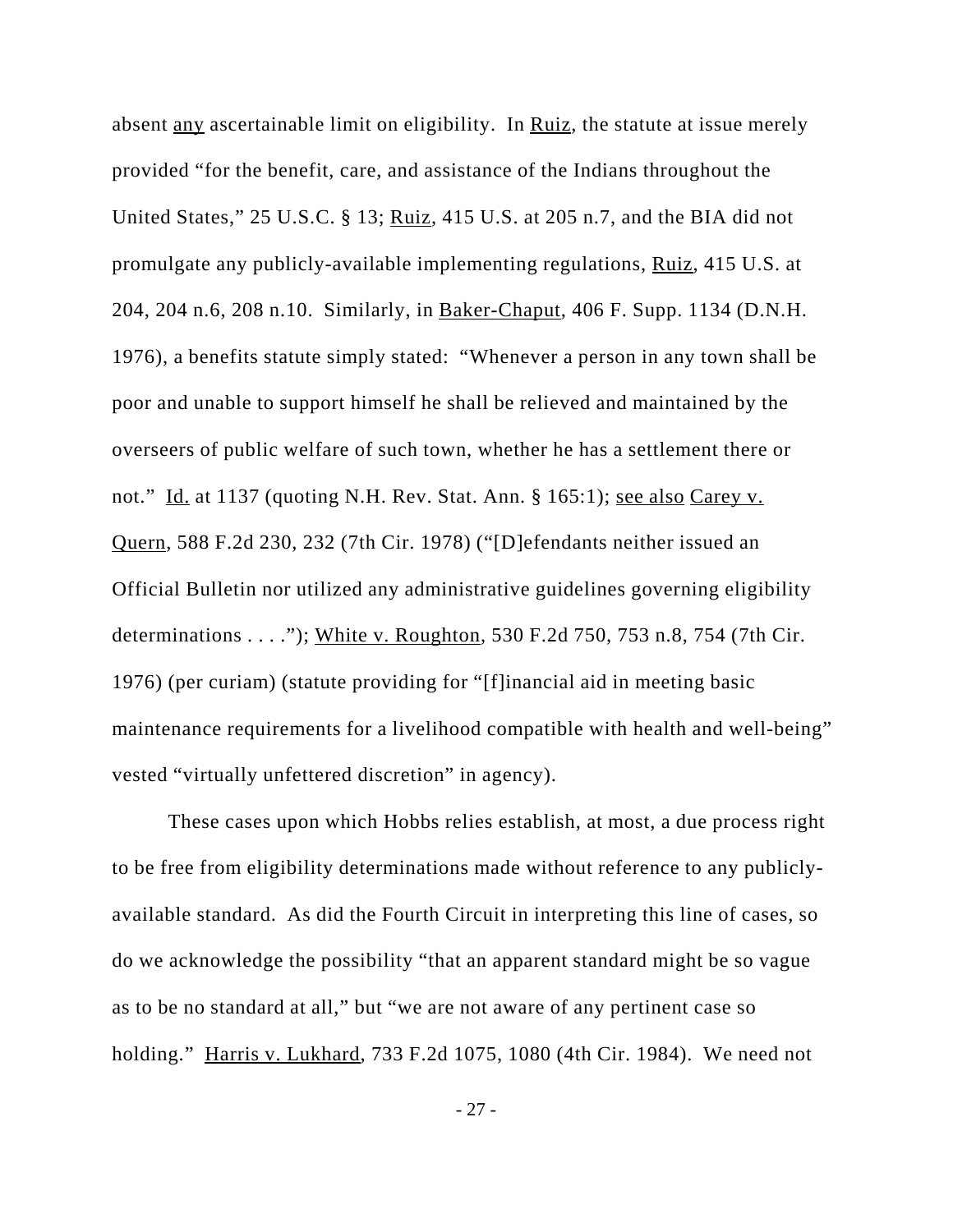absent any ascertainable limit on eligibility. In Ruiz, the statute at issue merely provided "for the benefit, care, and assistance of the Indians throughout the United States," 25 U.S.C. § 13; Ruiz, 415 U.S. at 205 n.7, and the BIA did not promulgate any publicly-available implementing regulations, Ruiz, 415 U.S. at 204, 204 n.6, 208 n.10. Similarly, in Baker-Chaput, 406 F. Supp. 1134 (D.N.H. 1976), a benefits statute simply stated: "Whenever a person in any town shall be poor and unable to support himself he shall be relieved and maintained by the overseers of public welfare of such town, whether he has a settlement there or not." Id. at 1137 (quoting N.H. Rev. Stat. Ann. § 165:1); see also Carey v. Quern, 588 F.2d 230, 232 (7th Cir. 1978) ("[D]efendants neither issued an Official Bulletin nor utilized any administrative guidelines governing eligibility determinations . . . ."); White v. Roughton, 530 F.2d 750, 753 n.8, 754 (7th Cir. 1976) (per curiam) (statute providing for "[f]inancial aid in meeting basic maintenance requirements for a livelihood compatible with health and well-being" vested "virtually unfettered discretion" in agency).

These cases upon which Hobbs relies establish, at most, a due process right to be free from eligibility determinations made without reference to any publicly-available standard. As did the Fourth Circuit in interpreting this line of cases, so do we acknowledge the possibility "that an apparent standard might be so vague as to be no standard at all," but "we are not aware of any pertinent case so holding." Harris v. Lukhard, 733 F.2d 1075, 1080 (4th Cir. 1984). We need not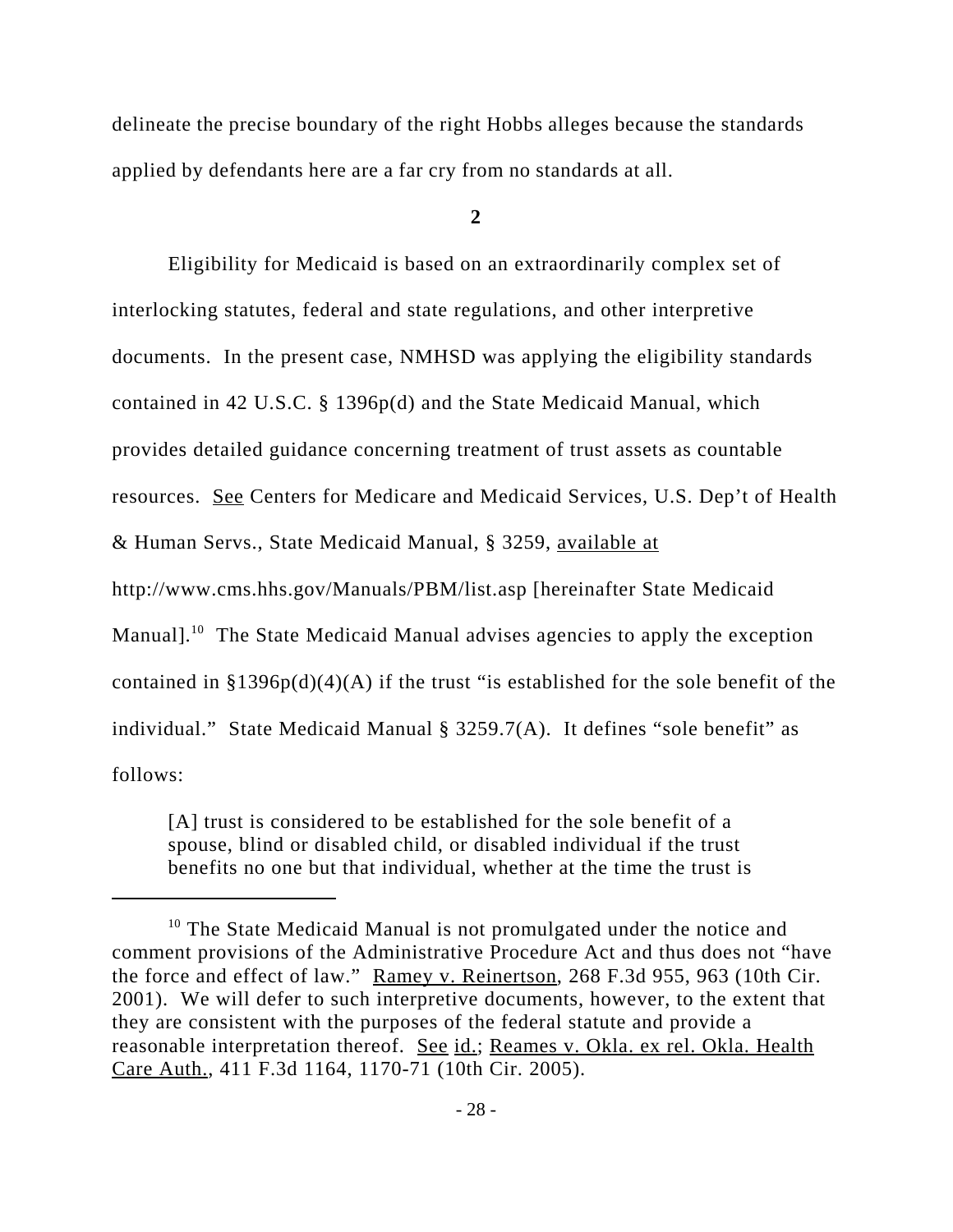delineate the precise boundary of the right Hobbs alleges because the standards applied by defendants here are a far cry from no standards at all.

**2**

Eligibility for Medicaid is based on an extraordinarily complex set of interlocking statutes, federal and state regulations, and other interpretive documents. In the present case, NMHSD was applying the eligibility standards contained in 42 U.S.C. § 1396p(d) and the State Medicaid Manual, which provides detailed guidance concerning treatment of trust assets as countable resources. See Centers for Medicare and Medicaid Services, U.S. Dep't of Health & Human Servs., State Medicaid Manual, § 3259, available at http://www.cms.hhs.gov/Manuals/PBM/list.asp [hereinafter State Medicaid Manual].[10] The State Medicaid Manual advises agencies to apply the exception contained in §1396p(d)(4)(A) if the trust "is established for the sole benefit of the individual." State Medicaid Manual § 3259.7(A). It defines "sole benefit" as follows:

> [A] trust is considered to be established for the sole benefit of a spouse, blind or disabled child, or disabled individual if the trust benefits no one but that individual, whether at the time the trust is

[10] The State Medicaid Manual is not promulgated under the notice and comment provisions of the Administrative Procedure Act and thus does not "have the force and effect of law." Ramey v. Reinertson, 268 F.3d 955, 963 (10th Cir. 2001). We will defer to such interpretive documents, however, to the extent that they are consistent with the purposes of the federal statute and provide a reasonable interpretation thereof. See id.; Reames v. Okla. ex rel. Okla. Health Care Auth., 411 F.3d 1164, 1170-71 (10th Cir. 2005).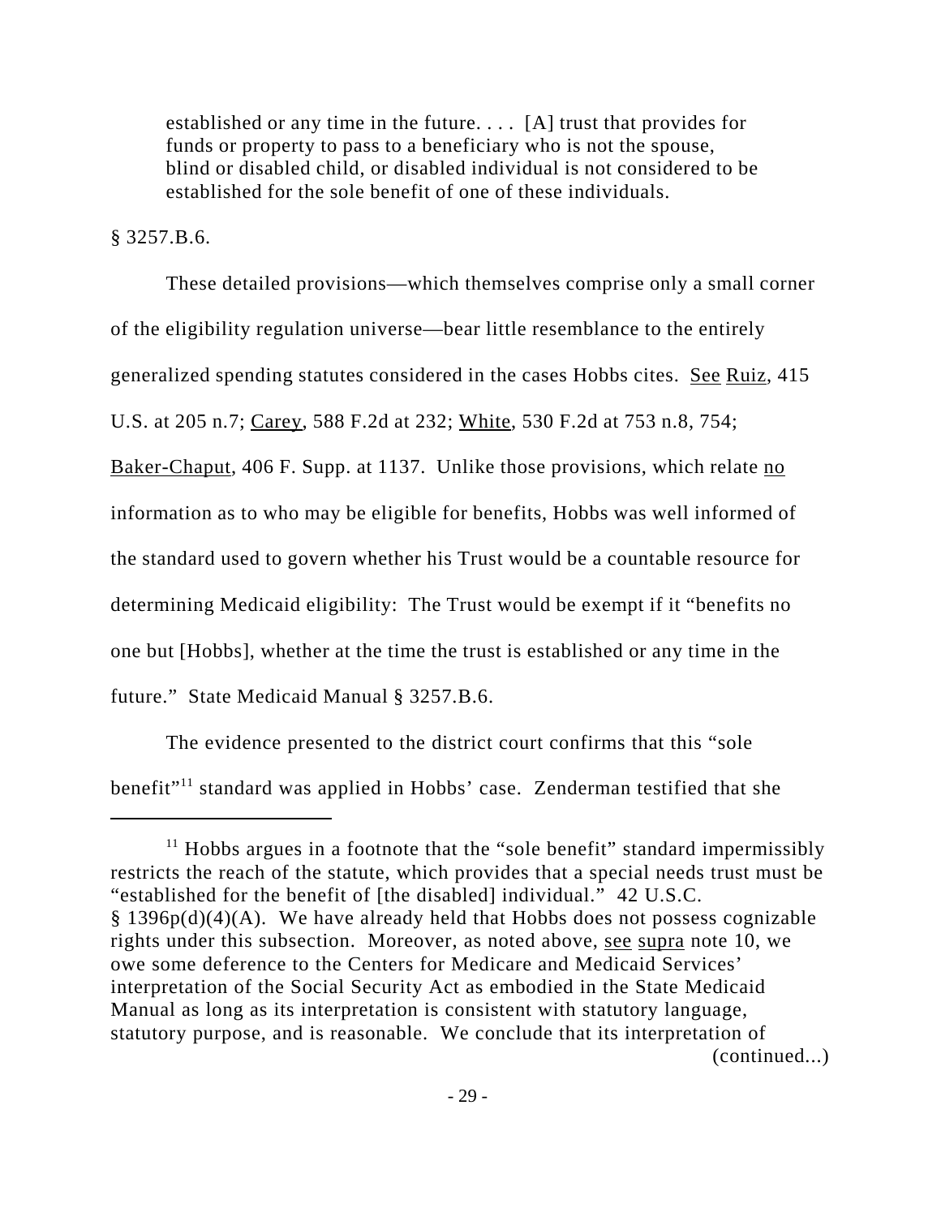> established or any time in the future. . . . [A] trust that provides for funds or property to pass to a beneficiary who is not the spouse, blind or disabled child, or disabled individual is not considered to be established for the sole benefit of one of these individuals.

§ 3257.B.6.

These detailed provisions—which themselves comprise only a small corner of the eligibility regulation universe—bear little resemblance to the entirely generalized spending statutes considered in the cases Hobbs cites. See Ruiz, 415 U.S. at 205 n.7; Carey, 588 F.2d at 232; White, 530 F.2d at 753 n.8, 754; Baker-Chaput, 406 F. Supp. at 1137. Unlike those provisions, which relate no information as to who may be eligible for benefits, Hobbs was well informed of the standard used to govern whether his Trust would be a countable resource for determining Medicaid eligibility: The Trust would be exempt if it "benefits no one but [Hobbs], whether at the time the trust is established or any time in the future." State Medicaid Manual § 3257.B.6.

The evidence presented to the district court confirms that this "sole benefit"[11] standard was applied in Hobbs' case. Zenderman testified that she

---

[11] Hobbs argues in a footnote that the "sole benefit" standard impermissibly restricts the reach of the statute, which provides that a special needs trust must be "established for the benefit of [the disabled] individual." 42 U.S.C. § 1396p(d)(4)(A). We have already held that Hobbs does not possess cognizable rights under this subsection. Moreover, as noted above, see supra note 10, we owe some deference to the Centers for Medicare and Medicaid Services' interpretation of the Social Security Act as embodied in the State Medicaid Manual as long as its interpretation is consistent with statutory language, statutory purpose, and is reasonable. We conclude that its interpretation of (continued...)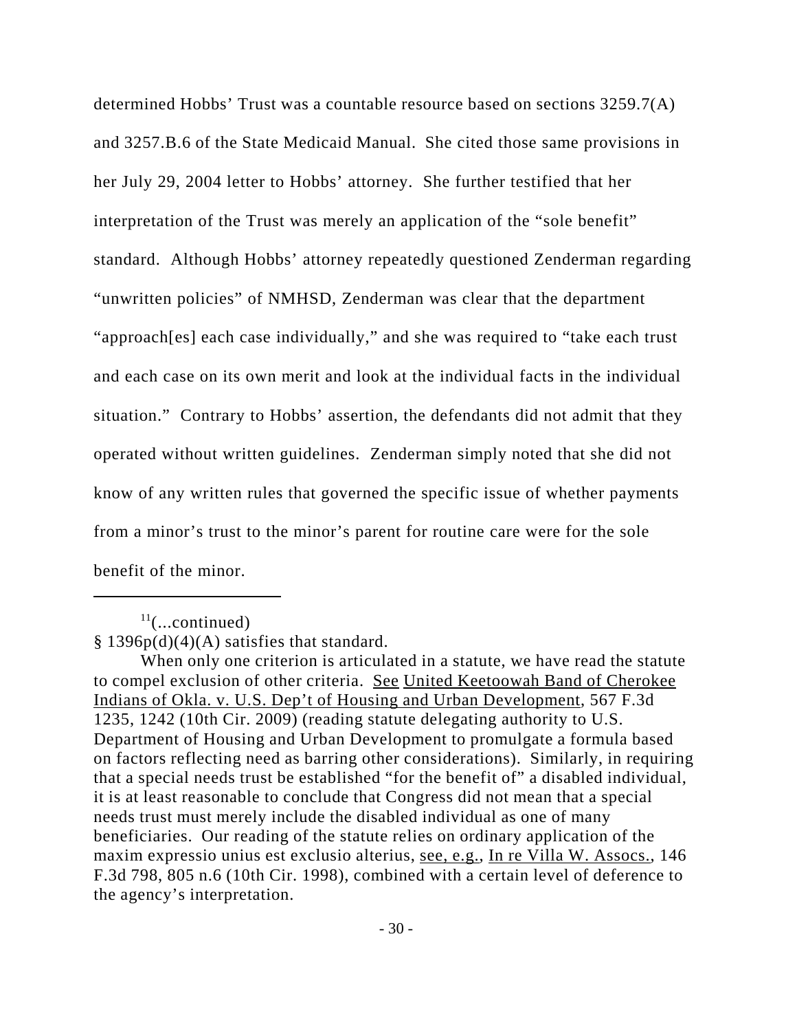determined Hobbs' Trust was a countable resource based on sections 3259.7(A) and 3257.B.6 of the State Medicaid Manual. She cited those same provisions in her July 29, 2004 letter to Hobbs' attorney. She further testified that her interpretation of the Trust was merely an application of the "sole benefit" standard. Although Hobbs' attorney repeatedly questioned Zenderman regarding "unwritten policies" of NMHSD, Zenderman was clear that the department "approach[es] each case individually," and she was required to "take each trust and each case on its own merit and look at the individual facts in the individual situation." Contrary to Hobbs' assertion, the defendants did not admit that they operated without written guidelines. Zenderman simply noted that she did not know of any written rules that governed the specific issue of whether payments from a minor's trust to the minor's parent for routine care were for the sole benefit of the minor.

---

[11](...continued)
§ 1396p(d)(4)(A) satisfies that standard.

When only one criterion is articulated in a statute, we have read the statute to compel exclusion of other criteria. See United Keetoowah Band of Cherokee Indians of Okla. v. U.S. Dep't of Housing and Urban Development, 567 F.3d 1235, 1242 (10th Cir. 2009) (reading statute delegating authority to U.S. Department of Housing and Urban Development to promulgate a formula based on factors reflecting need as barring other considerations). Similarly, in requiring that a special needs trust be established "for the benefit of" a disabled individual, it is at least reasonable to conclude that Congress did not mean that a special needs trust must merely include the disabled individual as one of many beneficiaries. Our reading of the statute relies on ordinary application of the maxim expressio unius est exclusio alterius, see, e.g., In re Villa W. Assocs., 146 F.3d 798, 805 n.6 (10th Cir. 1998), combined with a certain level of deference to the agency's interpretation.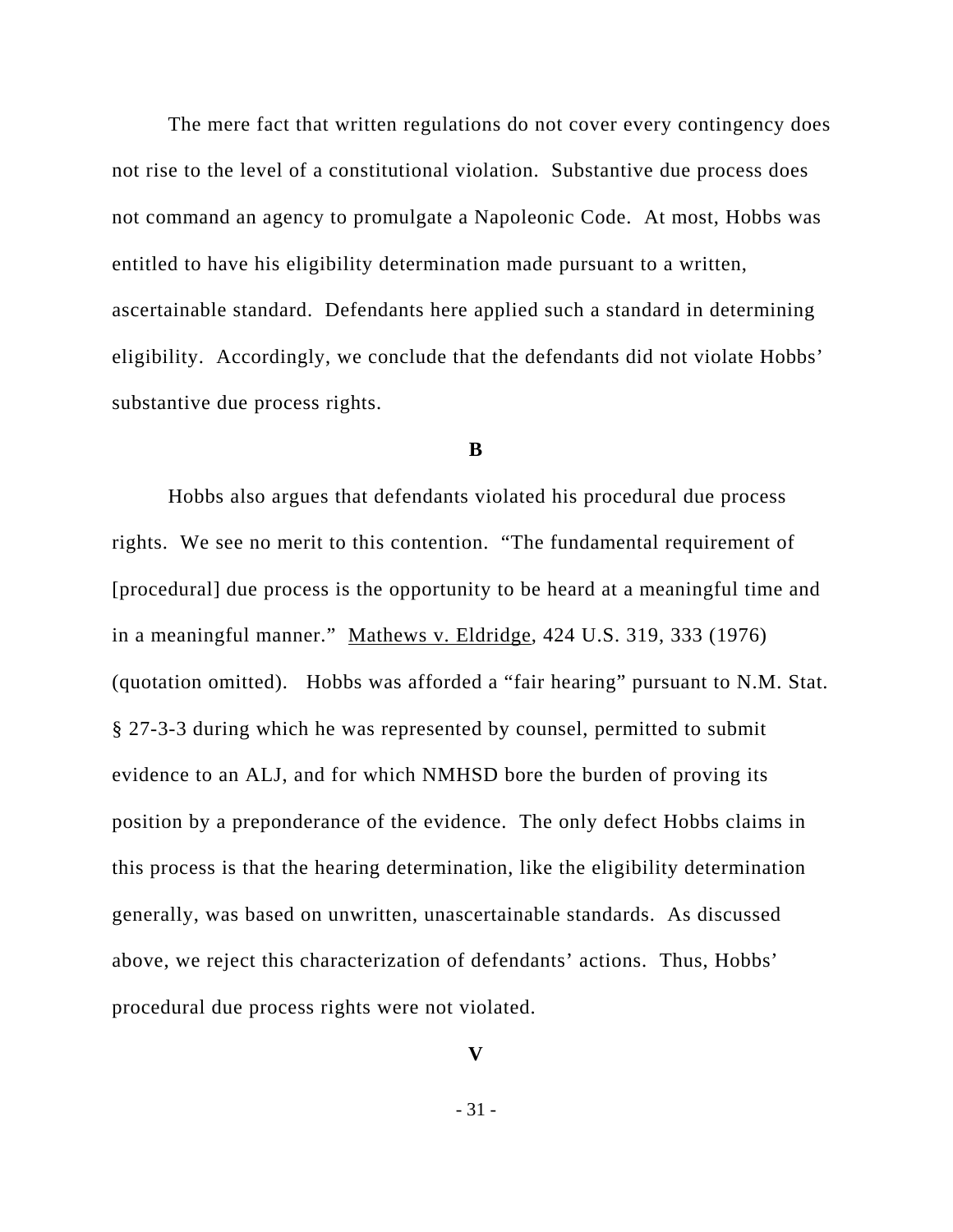The mere fact that written regulations do not cover every contingency does not rise to the level of a constitutional violation. Substantive due process does not command an agency to promulgate a Napoleonic Code. At most, Hobbs was entitled to have his eligibility determination made pursuant to a written, ascertainable standard. Defendants here applied such a standard in determining eligibility. Accordingly, we conclude that the defendants did not violate Hobbs' substantive due process rights.

**B**

Hobbs also argues that defendants violated his procedural due process rights. We see no merit to this contention. "The fundamental requirement of [procedural] due process is the opportunity to be heard at a meaningful time and in a meaningful manner." Mathews v. Eldridge, 424 U.S. 319, 333 (1976) (quotation omitted). Hobbs was afforded a "fair hearing" pursuant to N.M. Stat. § 27-3-3 during which he was represented by counsel, permitted to submit evidence to an ALJ, and for which NMHSD bore the burden of proving its position by a preponderance of the evidence. The only defect Hobbs claims in this process is that the hearing determination, like the eligibility determination generally, was based on unwritten, unascertainable standards. As discussed above, we reject this characterization of defendants' actions. Thus, Hobbs' procedural due process rights were not violated.

**V**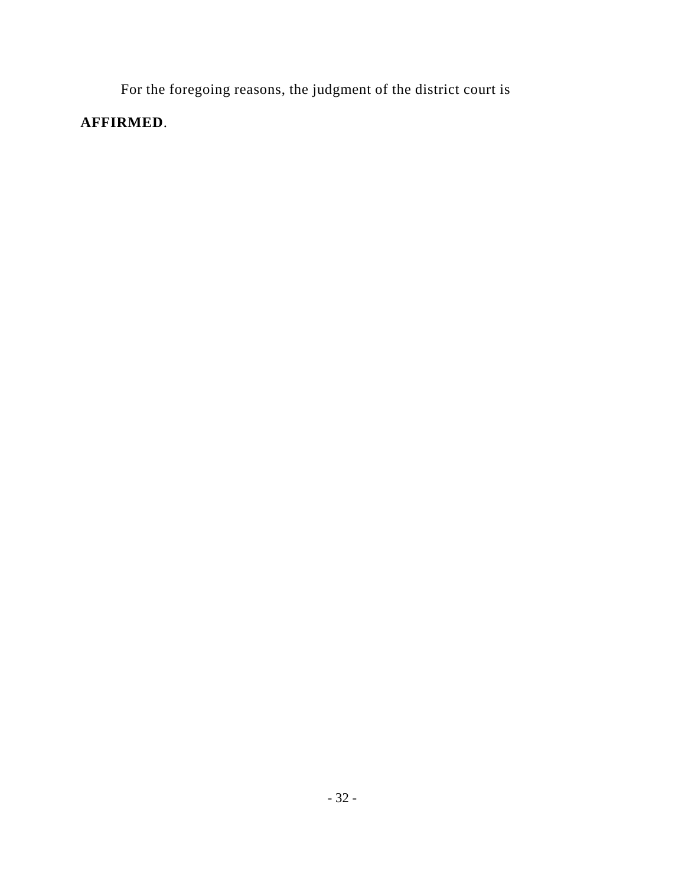For the foregoing reasons, the judgment of the district court is **AFFIRMED**.